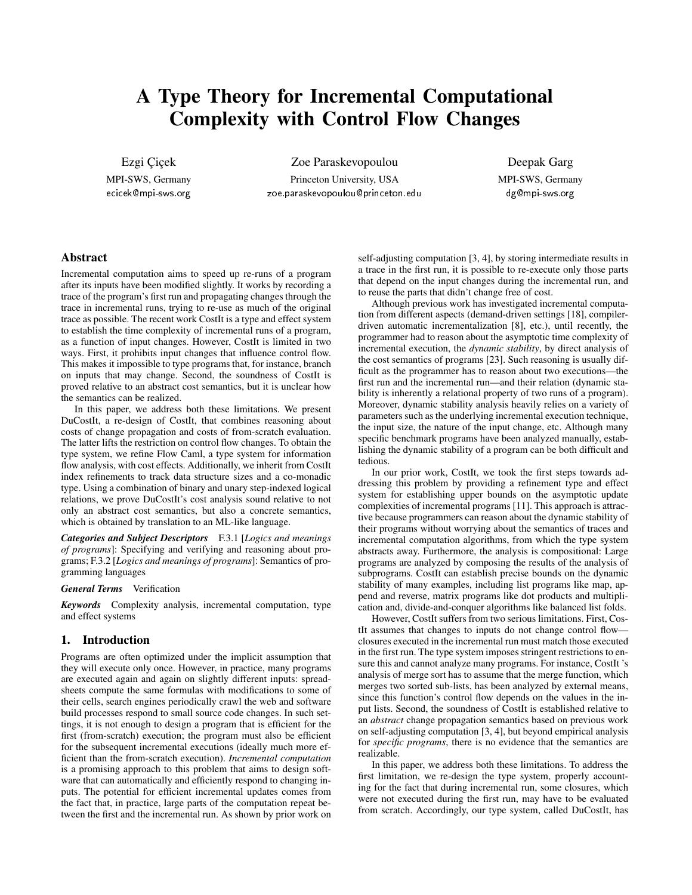# A Type Theory for Incremental Computational Complexity with Control Flow Changes

Ezgi Çiçek
MPI-SWS, Germany
ecicek@mpi-sws.org

Zoe Paraskevopoulou
Princeton University, USA
zoe.paraskevopoulou@princeton.edu

Deepak Garg
MPI-SWS, Germany
dg@mpi-sws.org

## Abstract

Incremental computation aims to speed up re-runs of a program after its inputs have been modified slightly. It works by recording a trace of the program's first run and propagating changes through the trace in incremental runs, trying to re-use as much of the original trace as possible. The recent work CostIt is a type and effect system to establish the time complexity of incremental runs of a program, as a function of input changes. However, CostIt is limited in two ways. First, it prohibits input changes that influence control flow. This makes it impossible to type programs that, for instance, branch on inputs that may change. Second, the soundness of CostIt is proved relative to an abstract cost semantics, but it is unclear how the semantics can be realized.

In this paper, we address both these limitations. We present DuCostIt, a re-design of CostIt, that combines reasoning about costs of change propagation and costs of from-scratch evaluation. The latter lifts the restriction on control flow changes. To obtain the type system, we refine Flow Caml, a type system for information flow analysis, with cost effects. Additionally, we inherit from CostIt index refinements to track data structure sizes and a co-monadic type. Using a combination of binary and unary step-indexed logical relations, we prove DuCostIt's cost analysis sound relative to not only an abstract cost semantics, but also a concrete semantics, which is obtained by translation to an ML-like language.

***Categories and Subject Descriptors*** F.3.1 [*Logics and meanings of programs*]: Specifying and verifying and reasoning about programs; F.3.2 [*Logics and meanings of programs*]: Semantics of programming languages

***General Terms*** Verification

***Keywords*** Complexity analysis, incremental computation, type and effect systems

## 1. Introduction

Programs are often optimized under the implicit assumption that they will execute only once. However, in practice, many programs are executed again and again on slightly different inputs: spreadsheets compute the same formulas with modifications to some of their cells, search engines periodically crawl the web and software build processes respond to small source code changes. In such settings, it is not enough to design a program that is efficient for the first (from-scratch) execution; the program must also be efficient for the subsequent incremental executions (ideally much more efficient than the from-scratch execution). *Incremental computation* is a promising approach to this problem that aims to design software that can automatically and efficiently respond to changing inputs. The potential for efficient incremental updates comes from the fact that, in practice, large parts of the computation repeat between the first and the incremental run. As shown by prior work on self-adjusting computation [3, 4], by storing intermediate results in a trace in the first run, it is possible to re-execute only those parts that depend on the input changes during the incremental run, and to reuse the parts that didn't change free of cost.

Although previous work has investigated incremental computation from different aspects (demand-driven settings [18], compiler-driven automatic incrementalization [8], etc.), until recently, the programmer had to reason about the asymptotic time complexity of incremental execution, the *dynamic stability*, by direct analysis of the cost semantics of programs [23]. Such reasoning is usually difficult as the programmer has to reason about two executions—the first run and the incremental run—and their relation (dynamic stability is inherently a relational property of two runs of a program). Moreover, dynamic stability analysis heavily relies on a variety of parameters such as the underlying incremental execution technique, the input size, the nature of the input change, etc. Although many specific benchmark programs have been analyzed manually, establishing the dynamic stability of a program can be both difficult and tedious.

In our prior work, CostIt, we took the first steps towards addressing this problem by providing a refinement type and effect system for establishing upper bounds on the asymptotic update complexities of incremental programs [11]. This approach is attractive because programmers can reason about the dynamic stability of their programs without worrying about the semantics of traces and incremental computation algorithms, from which the type system abstracts away. Furthermore, the analysis is compositional: Large programs are analyzed by composing the results of the analysis of subprograms. CostIt can establish precise bounds on the dynamic stability of many examples, including list programs like map, append and reverse, matrix programs like dot products and multiplication and, divide-and-conquer algorithms like balanced list folds.

However, CostIt suffers from two serious limitations. First, CostIt assumes that changes to inputs do not change control flow—closures executed in the incremental run must match those executed in the first run. The type system imposes stringent restrictions to ensure this and cannot analyze many programs. For instance, CostIt 's analysis of merge sort has to assume that the merge function, which merges two sorted sub-lists, has been analyzed by external means, since this function's control flow depends on the values in the input lists. Second, the soundness of CostIt is established relative to an *abstract* change propagation semantics based on previous work on self-adjusting computation [3, 4], but beyond empirical analysis for *specific programs*, there is no evidence that the semantics are realizable.

In this paper, we address both these limitations. To address the first limitation, we re-design the type system, properly accounting for the fact that during incremental run, some closures, which were not executed during the first run, may have to be evaluated from scratch. Accordingly, our type system, called DuCostIt, has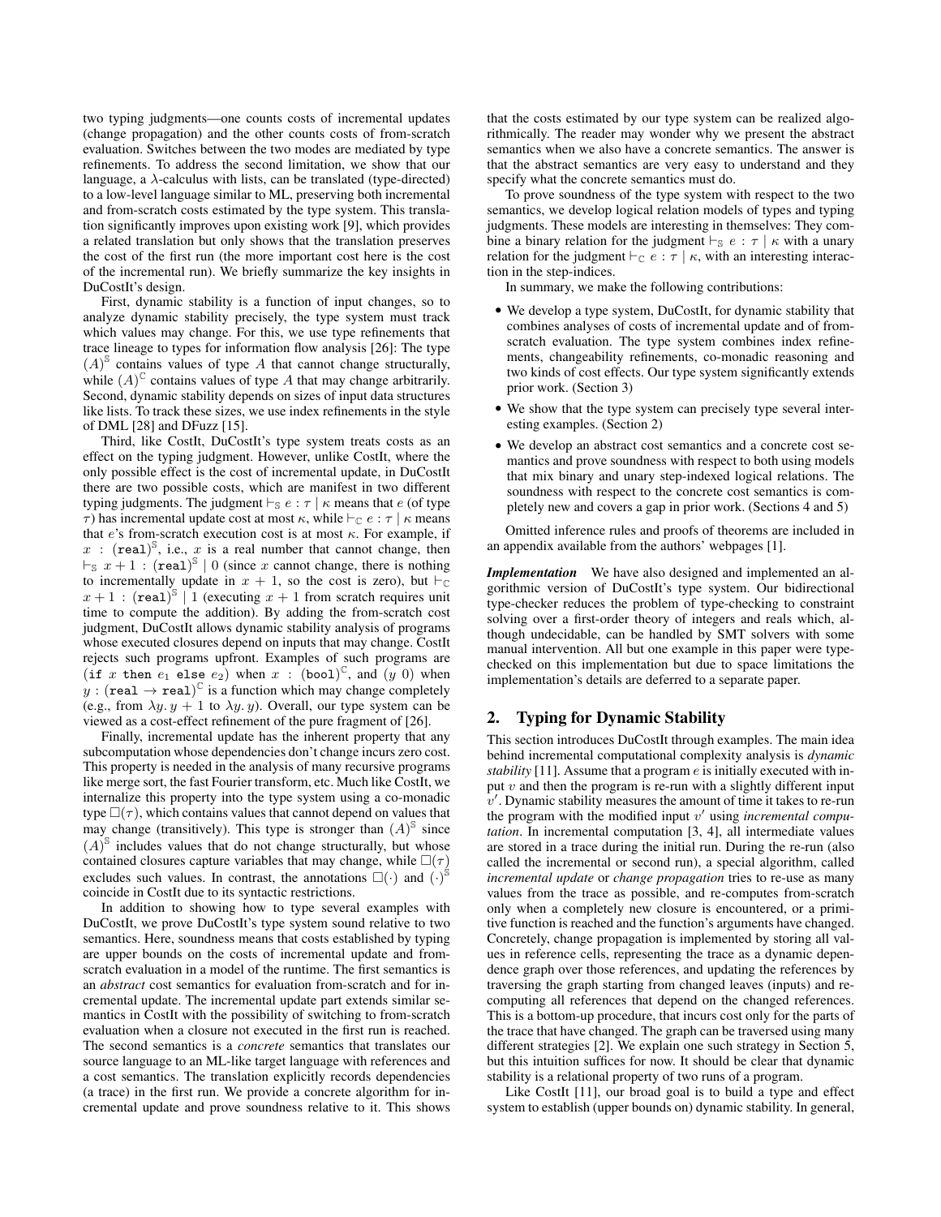two typing judgments—one counts costs of incremental updates (change propagation) and the other counts costs of from-scratch evaluation. Switches between the two modes are mediated by type refinements. To address the second limitation, we show that our language, a $\lambda$-calculus with lists, can be translated (type-directed) to a low-level language similar to ML, preserving both incremental and from-scratch costs estimated by the type system. This translation significantly improves upon existing work [9], which provides a related translation but only shows that the translation preserves the cost of the first run (the more important cost here is the cost of the incremental run). We briefly summarize the key insights in DuCostIt's design.

First, dynamic stability is a function of input changes, so to analyze dynamic stability precisely, the type system must track which values may change. For this, we use type refinements that trace lineage to types for information flow analysis [26]: The type $(A)^{\mathbb{S}}$ contains values of type $A$ that cannot change structurally, while $(A)^{\mathbb{C}}$ contains values of type $A$ that may change arbitrarily. Second, dynamic stability depends on sizes of input data structures like lists. To track these sizes, we use index refinements in the style of DML [28] and DFuzz [15].

Third, like CostIt, DuCostIt's type system treats costs as an effect on the typing judgment. However, unlike CostIt, where the only possible effect is the cost of incremental update, in DuCostIt there are two possible costs, which are manifest in two different typing judgments. The judgment $\vdash_{\mathbb{S}} e : \tau \mid \kappa$ means that $e$ (of type $\tau$) has incremental update cost at most $\kappa$, while $\vdash_{\mathbb{C}} e : \tau \mid \kappa$ means that $e$'s from-scratch execution cost is at most $\kappa$. For example, if $x : (\texttt{real})^{\mathbb{S}}$, i.e., $x$ is a real number that cannot change, then $\vdash_{\mathbb{S}} x + 1 : (\texttt{real})^{\mathbb{S}} \mid 0$ (since $x$ cannot change, there is nothing to incrementally update in $x + 1$, so the cost is zero), but $\vdash_{\mathbb{C}} x + 1 : (\texttt{real})^{\mathbb{S}} \mid 1$ (executing $x + 1$ from scratch requires unit time to compute the addition). By adding the from-scratch cost judgment, DuCostIt allows dynamic stability analysis of programs whose executed closures depend on inputs that may change. CostIt rejects such programs upfront. Examples of such programs are $(\texttt{if } x \texttt{ then } e_1 \texttt{ else } e_2)$ when $x : (\texttt{bool})^{\mathbb{C}}$, and $(y\ 0)$ when $y : (\texttt{real} \to \texttt{real})^{\mathbb{C}}$ is a function which may change completely (e.g., from $\lambda y. y + 1$ to $\lambda y. y$). Overall, our type system can be viewed as a cost-effect refinement of the pure fragment of [26].

Finally, incremental update has the inherent property that any subcomputation whose dependencies don't change incurs zero cost. This property is needed in the analysis of many recursive programs like merge sort, the fast Fourier transform, etc. Much like CostIt, we internalize this property into the type system using a co-monadic type $\square(\tau)$, which contains values that cannot depend on values that may change (transitively). This type is stronger than $(A)^{\mathbb{S}}$ since $(A)^{\mathbb{S}}$ includes values that do not change structurally, but whose contained closures capture variables that may change, while $\square(\tau)$ excludes such values. In contrast, the annotations $\square(\cdot)$ and $(\cdot)^{\mathbb{S}}$ coincide in CostIt due to its syntactic restrictions.

In addition to showing how to type several examples with DuCostIt, we prove DuCostIt's type system sound relative to two semantics. Here, soundness means that costs established by typing are upper bounds on the costs of incremental update and from-scratch evaluation in a model of the runtime. The first semantics is an *abstract* cost semantics for evaluation from-scratch and for incremental update. The incremental update part extends similar semantics in CostIt with the possibility of switching to from-scratch evaluation when a closure not executed in the first run is reached. The second semantics is a *concrete* semantics that translates our source language to an ML-like target language with references and a cost semantics. The translation explicitly records dependencies (a trace) in the first run. We provide a concrete algorithm for incremental update and prove soundness relative to it. This shows that the costs estimated by our type system can be realized algorithmically. The reader may wonder why we present the abstract semantics when we also have a concrete semantics. The answer is that the abstract semantics are very easy to understand and they specify what the concrete semantics must do.

To prove soundness of the type system with respect to the two semantics, we develop logical relation models of types and typing judgments. These models are interesting in themselves: They combine a binary relation for the judgment $\vdash_{\mathbb{S}} e : \tau \mid \kappa$ with a unary relation for the judgment $\vdash_{\mathbb{C}} e : \tau \mid \kappa$, with an interesting interaction in the step-indices.

In summary, we make the following contributions:

- We develop a type system, DuCostIt, for dynamic stability that combines analyses of costs of incremental update and of from-scratch evaluation. The type system combines index refinements, changeability refinements, co-monadic reasoning and two kinds of cost effects. Our type system significantly extends prior work. (Section 3)
- We show that the type system can precisely type several interesting examples. (Section 2)
- We develop an abstract cost semantics and a concrete cost semantics and prove soundness with respect to both using models that mix binary and unary step-indexed logical relations. The soundness with respect to the concrete cost semantics is completely new and covers a gap in prior work. (Sections 4 and 5)

Omitted inference rules and proofs of theorems are included in an appendix available from the authors' webpages [1].

***Implementation*** We have also designed and implemented an algorithmic version of DuCostIt's type system. Our bidirectional type-checker reduces the problem of type-checking to constraint solving over a first-order theory of integers and reals which, although undecidable, can be handled by SMT solvers with some manual intervention. All but one example in this paper were type-checked on this implementation but due to space limitations the implementation's details are deferred to a separate paper.

## 2. Typing for Dynamic Stability

This section introduces DuCostIt through examples. The main idea behind incremental computational complexity analysis is *dynamic stability* [11]. Assume that a program $e$ is initially executed with input $v$ and then the program is re-run with a slightly different input $v'$. Dynamic stability measures the amount of time it takes to re-run the program with the modified input $v'$ using *incremental computation*. In incremental computation [3, 4], all intermediate values are stored in a trace during the initial run. During the re-run (also called the incremental or second run), a special algorithm, called *incremental update* or *change propagation* tries to re-use as many values from the trace as possible, and re-computes from-scratch only when a completely new closure is encountered, or a primitive function is reached and the function's arguments have changed. Concretely, change propagation is implemented by storing all values in reference cells, representing the trace as a dynamic dependence graph over those references, and updating the references by traversing the graph starting from changed leaves (inputs) and recomputing all references that depend on the changed references. This is a bottom-up procedure, that incurs cost only for the parts of the trace that have changed. The graph can be traversed using many different strategies [2]. We explain one such strategy in Section 5, but this intuition suffices for now. It should be clear that dynamic stability is a relational property of two runs of a program.

Like CostIt [11], our broad goal is to build a type and effect system to establish (upper bounds on) dynamic stability. In general,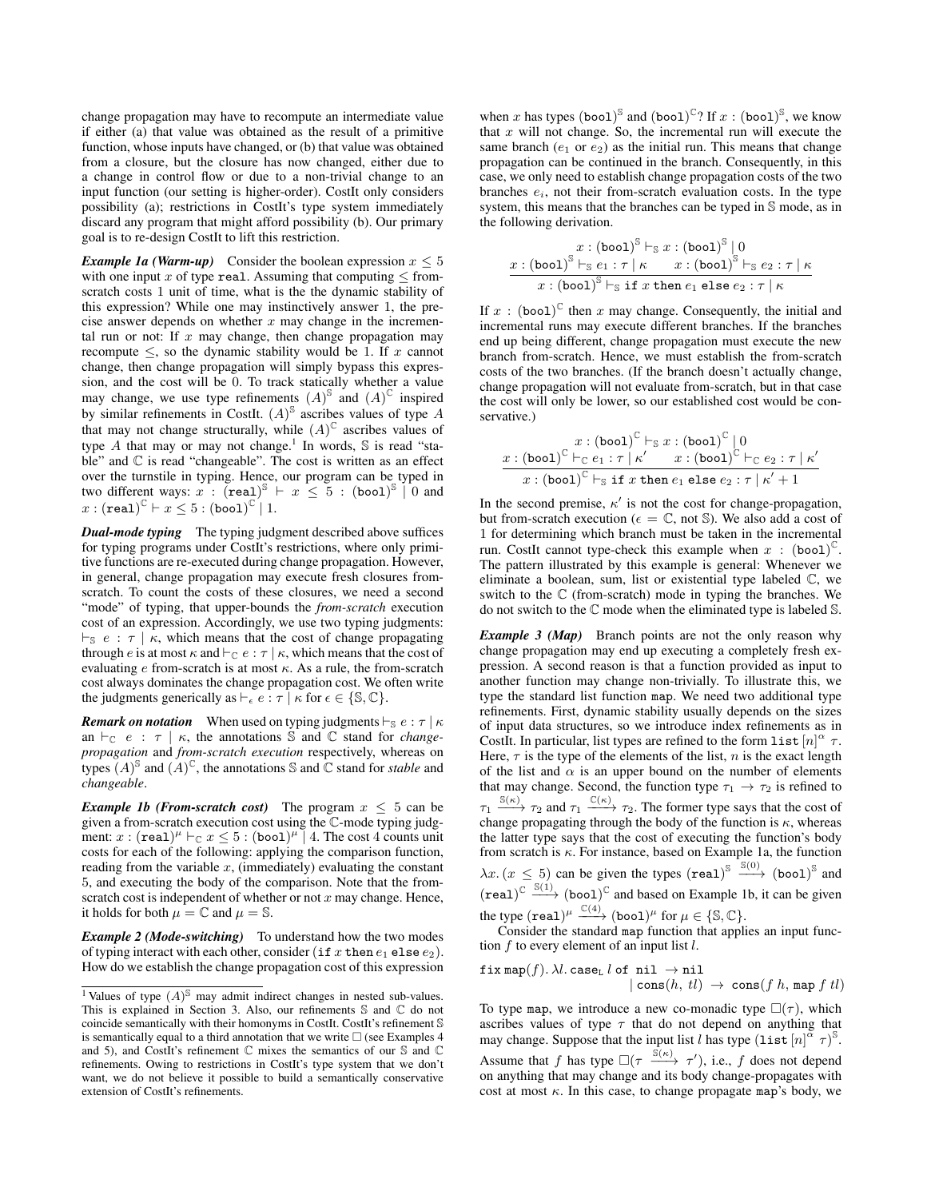change propagation may have to recompute an intermediate value if either (a) that value was obtained as the result of a primitive function, whose inputs have changed, or (b) that value was obtained from a closure, but the closure has now changed, either due to a change in control flow or due to a non-trivial change to an input function (our setting is higher-order). CostIt only considers possibility (a); restrictions in CostIt's type system immediately discard any program that might afford possibility (b). Our primary goal is to re-design CostIt to lift this restriction.

***Example 1a (Warm-up)*** Consider the boolean expression $x \leq 5$ with one input $x$ of type `real`. Assuming that computing $\leq$ from-scratch costs 1 unit of time, what is the the dynamic stability of this expression? While one may instinctively answer 1, the precise answer depends on whether $x$ may change in the incremental run or not: If $x$ may change, then change propagation may recompute $\leq$, so the dynamic stability would be 1. If $x$ cannot change, then change propagation will simply bypass this expression, and the cost will be 0. To track statically whether a value may change, we use type refinements $(A)^{\mathbb{S}}$ and $(A)^{\mathbb{C}}$ inspired by similar refinements in CostIt. $(A)^{\mathbb{S}}$ ascribes values of type $A$ that may not change structurally, while $(A)^{\mathbb{C}}$ ascribes values of type $A$ that may or may not change.[1] In words, $\mathbb{S}$ is read "stable" and $\mathbb{C}$ is read "changeable". The cost is written as an effect over the turnstile in typing. Hence, our program can be typed in two different ways: $x : (\texttt{real})^{\mathbb{S}} \vdash x \leq 5 : (\texttt{bool})^{\mathbb{S}} \mid 0$ and $x : (\texttt{real})^{\mathbb{C}} \vdash x \leq 5 : (\texttt{bool})^{\mathbb{C}} \mid 1$.

***Dual-mode typing*** The typing judgment described above suffices for typing programs under CostIt's restrictions, where only primitive functions are re-executed during change propagation. However, in general, change propagation may execute fresh closures from-scratch. To count the costs of these closures, we need a second "mode" of typing, that upper-bounds the *from-scratch* execution cost of an expression. Accordingly, we use two typing judgments: $\vdash_{\mathbb{S}} e : \tau \mid \kappa$, which means that the cost of change propagating through $e$ is at most $\kappa$ and $\vdash_{\mathbb{C}} e : \tau \mid \kappa$, which means that the cost of evaluating $e$ from-scratch is at most $\kappa$. As a rule, the from-scratch cost always dominates the change propagation cost. We often write the judgments generically as $\vdash_{\epsilon} e : \tau \mid \kappa$ for $\epsilon \in \{\mathbb{S}, \mathbb{C}\}$.

***Remark on notation*** When used on typing judgments $\vdash_{\mathbb{S}} e : \tau \mid \kappa$ an $\vdash_{\mathbb{C}} e : \tau \mid \kappa$, the annotations $\mathbb{S}$ and $\mathbb{C}$ stand for *change-propagation* and *from-scratch execution* respectively, whereas on types $(A)^{\mathbb{S}}$ and $(A)^{\mathbb{C}}$, the annotations $\mathbb{S}$ and $\mathbb{C}$ stand for *stable* and *changeable*.

***Example 1b (From-scratch cost)*** The program $x \leq 5$ can be given a from-scratch execution cost using the $\mathbb{C}$-mode typing judgment: $x : (\texttt{real})^{\mu} \vdash_{\mathbb{C}} x \leq 5 : (\texttt{bool})^{\mu} \mid 4$. The cost 4 counts unit costs for each of the following: applying the comparison function, reading from the variable $x$, (immediately) evaluating the constant 5, and executing the body of the comparison. Note that the from-scratch cost is independent of whether or not $x$ may change. Hence, it holds for both $\mu = \mathbb{C}$ and $\mu = \mathbb{S}$.

***Example 2 (Mode-switching)*** To understand how the two modes of typing interact with each other, consider $(\texttt{if}\ x\ \texttt{then}\ e_1\ \texttt{else}\ e_2)$. How do we establish the change propagation cost of this expression when $x$ has types $(\texttt{bool})^{\mathbb{S}}$ and $(\texttt{bool})^{\mathbb{C}}$? If $x : (\texttt{bool})^{\mathbb{S}}$, we know that $x$ will not change. So, the incremental run will execute the same branch ($e_1$ or $e_2$) as the initial run. This means that change propagation can be continued in the branch. Consequently, in this case, we only need to establish change propagation costs of the two branches $e_i$, not their from-scratch evaluation costs. In the type system, this means that the branches can be typed in $\mathbb{S}$ mode, as in the following derivation.

$$\frac{x : (\texttt{bool})^{\mathbb{S}} \vdash_{\mathbb{S}} x : (\texttt{bool})^{\mathbb{S}} \mid 0 \qquad x : (\texttt{bool})^{\mathbb{S}} \vdash_{\mathbb{S}} e_1 : \tau \mid \kappa \qquad x : (\texttt{bool})^{\mathbb{S}} \vdash_{\mathbb{S}} e_2 : \tau \mid \kappa}{x : (\texttt{bool})^{\mathbb{S}} \vdash_{\mathbb{S}} \texttt{if}\ x\ \texttt{then}\ e_1\ \texttt{else}\ e_2 : \tau \mid \kappa}$$

If $x : (\texttt{bool})^{\mathbb{C}}$ then $x$ may change. Consequently, the initial and incremental runs may execute different branches. If the branches end up being different, change propagation must execute the new branch from-scratch. Hence, we must establish the from-scratch costs of the two branches. (If the branch doesn't actually change, change propagation will not evaluate from-scratch, but in that case the cost will only be lower, so our established cost would be conservative.)

$$\frac{x : (\texttt{bool})^{\mathbb{C}} \vdash_{\mathbb{S}} x : (\texttt{bool})^{\mathbb{C}} \mid 0 \qquad x : (\texttt{bool})^{\mathbb{C}} \vdash_{\mathbb{C}} e_1 : \tau \mid \kappa' \qquad x : (\texttt{bool})^{\mathbb{C}} \vdash_{\mathbb{C}} e_2 : \tau \mid \kappa'}{x : (\texttt{bool})^{\mathbb{C}} \vdash_{\mathbb{S}} \texttt{if}\ x\ \texttt{then}\ e_1\ \texttt{else}\ e_2 : \tau \mid \kappa' + 1}$$

In the second premise, $\kappa'$ is not the cost for change-propagation, but from-scratch execution ($\epsilon = \mathbb{C}$, not $\mathbb{S}$). We also add a cost of 1 for determining which branch must be taken in the incremental run. CostIt cannot type-check this example when $x : (\texttt{bool})^{\mathbb{C}}$. The pattern illustrated by this example is general: Whenever we eliminate a boolean, sum, list or existential type labeled $\mathbb{C}$, we switch to the $\mathbb{C}$ (from-scratch) mode in typing the branches. We do not switch to the $\mathbb{C}$ mode when the eliminated type is labeled $\mathbb{S}$.

***Example 3 (Map)*** Branch points are not the only reason why change propagation may end up executing a completely fresh expression. A second reason is that a function provided as input to another function may change non-trivially. To illustrate this, we type the standard list function `map`. We need two additional type refinements. First, dynamic stability usually depends on the sizes of input data structures, so we introduce index refinements as in CostIt. In particular, list types are refined to the form $\texttt{list}\ [n]^{\alpha}\ \tau$. Here, $\tau$ is the type of the elements of the list, $n$ is the exact length of the list and $\alpha$ is an upper bound on the number of elements that may change. Second, the function type $\tau_1 \to \tau_2$ is refined to $\tau_1 \xrightarrow{\mathbb{S}(\kappa)} \tau_2$ and $\tau_1 \xrightarrow{\mathbb{C}(\kappa)} \tau_2$. The former type says that the cost of change propagating through the body of the function is $\kappa$, whereas the latter type says that the cost of executing the function's body from scratch is $\kappa$. For instance, based on Example 1a, the function $\lambda x.\,(x \leq 5)$ can be given the types $(\texttt{real})^{\mathbb{S}} \xrightarrow{\mathbb{S}(0)} (\texttt{bool})^{\mathbb{S}}$ and $(\texttt{real})^{\mathbb{C}} \xrightarrow{\mathbb{S}(1)} (\texttt{bool})^{\mathbb{C}}$ and based on Example 1b, it can be given the type $(\texttt{real})^{\mu} \xrightarrow{\mathbb{C}(4)} (\texttt{bool})^{\mu}$ for $\mu \in \{\mathbb{S}, \mathbb{C}\}$.

Consider the standard `map` function that applies an input function $f$ to every element of an input list $l$.

$$\begin{array}{l}\texttt{fix map}(f).\,\lambda l.\,\texttt{case}_{\texttt{L}}\ l\ \texttt{of nil} \ \to \texttt{nil} \\ \qquad\qquad\qquad\qquad\quad \mid \texttt{cons}(h,\ tl) \ \to\ \texttt{cons}(f\ h,\ \texttt{map}\ f\ tl)\end{array}$$

To type `map`, we introduce a new co-monadic type $\square(\tau)$, which ascribes values of type $\tau$ that do not depend on anything that may change. Suppose that the input list $l$ has type $(\texttt{list}\ [n]^{\alpha}\ \tau)^{\mathbb{S}}$. Assume that $f$ has type $\square(\tau \xrightarrow{\mathbb{S}(\kappa)} \tau')$, i.e., $f$ does not depend on anything that may change and its body change-propagates with cost at most $\kappa$. In this case, to change propagate `map`'s body, we

[1] Values of type $(A)^{\mathbb{S}}$ may admit indirect changes in nested sub-values. This is explained in Section 3. Also, our refinements $\mathbb{S}$ and $\mathbb{C}$ do not coincide semantically with their homonyms in CostIt. CostIt's refinement $\mathbb{S}$ is semantically equal to a third annotation that we write $\square$ (see Examples 4 and 5), and CostIt's refinement $\mathbb{C}$ mixes the semantics of our $\mathbb{S}$ and $\mathbb{C}$ refinements. Owing to restrictions in CostIt's type system that we don't want, we do not believe it possible to build a semantically conservative extension of CostIt's refinements.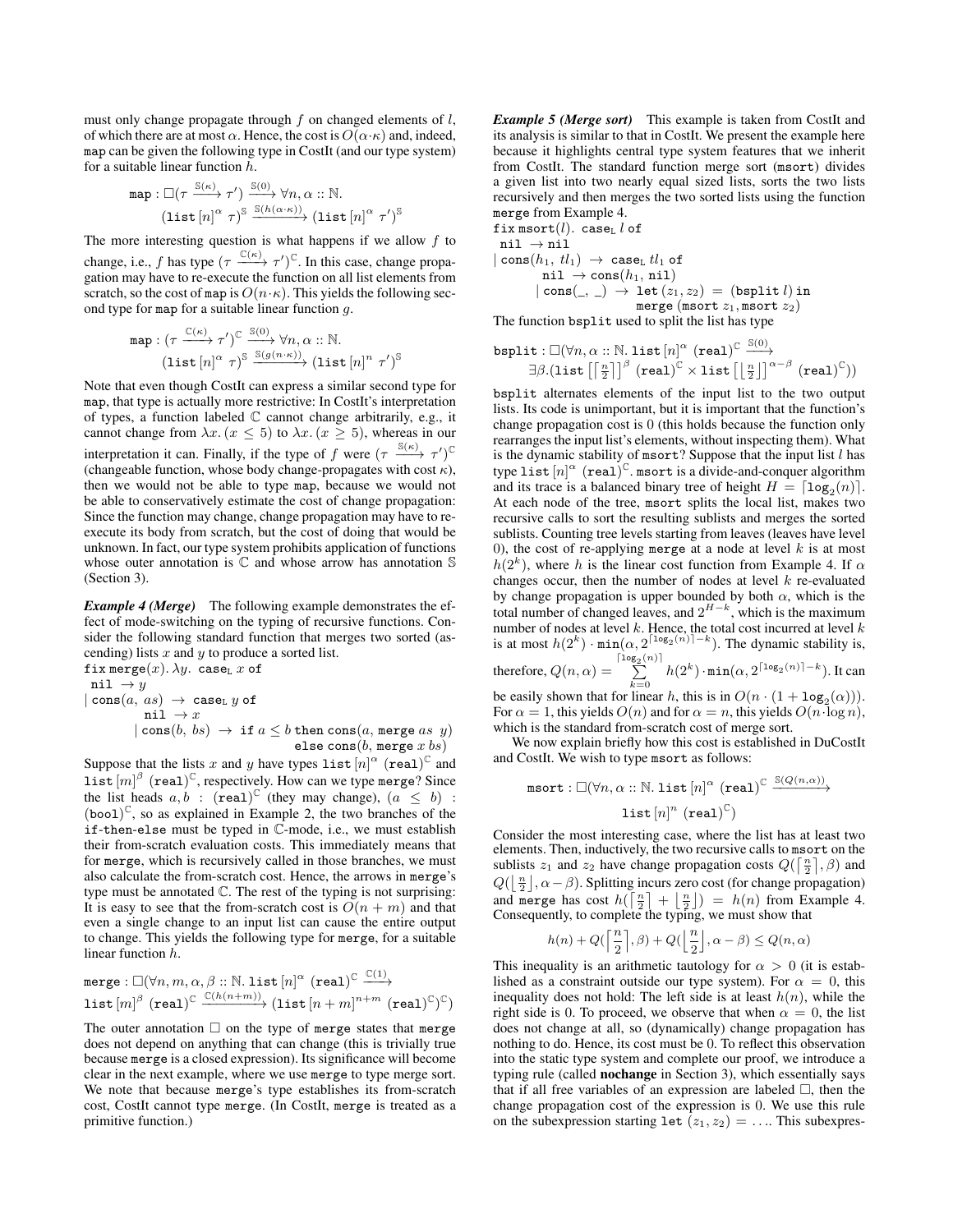must only change propagate through $f$ on changed elements of $l$, of which there are at most $\alpha$. Hence, the cost is $O(\alpha \cdot \kappa)$ and, indeed, map can be given the following type in CostIt (and our type system) for a suitable linear function $h$.

$$\texttt{map} : \square(\tau \xrightarrow{\mathbb{S}(\kappa)} \tau') \xrightarrow{\mathbb{S}(0)} \forall n, \alpha :: \mathbb{N}.$$
$$(\texttt{list}\,[n]^{\alpha}\ \tau)^{\mathbb{S}} \xrightarrow{\mathbb{S}(h(\alpha \cdot \kappa))} (\texttt{list}\,[n]^{\alpha}\ \tau')^{\mathbb{S}}$$

The more interesting question is what happens if we allow $f$ to change, i.e., $f$ has type $(\tau \xrightarrow{\mathbb{C}(\kappa)} \tau')^{\mathbb{C}}$. In this case, change propagation may have to re-execute the function on all list elements from scratch, so the cost of map is $O(n \cdot \kappa)$. This yields the following second type for map for a suitable linear function $g$.

$$\texttt{map} : (\tau \xrightarrow{\mathbb{C}(\kappa)} \tau')^{\mathbb{C}} \xrightarrow{\mathbb{S}(0)} \forall n, \alpha :: \mathbb{N}.$$
$$(\texttt{list}\,[n]^{\alpha}\ \tau)^{\mathbb{S}} \xrightarrow{\mathbb{S}(g(n \cdot \kappa))} (\texttt{list}\,[n]^{n}\ \tau')^{\mathbb{S}}$$

Note that even though CostIt can express a similar second type for map, that type is actually more restrictive: In CostIt's interpretation of types, a function labeled $\mathbb{C}$ cannot change arbitrarily, e.g., it cannot change from $\lambda x. (x \leq 5)$ to $\lambda x. (x \geq 5)$, whereas in our interpretation it can. Finally, if the type of $f$ were $(\tau \xrightarrow{\mathbb{S}(\kappa)} \tau')^{\mathbb{C}}$ (changeable function, whose body change-propagates with cost $\kappa$), then we would not be able to type map, because we would not be able to conservatively estimate the cost of change propagation: Since the function may change, change propagation may have to re-execute its body from scratch, but the cost of doing that would be unknown. In fact, our type system prohibits application of functions whose outer annotation is $\mathbb{C}$ and whose arrow has annotation $\mathbb{S}$ (Section 3).

***Example 4 (Merge)*** The following example demonstrates the effect of mode-switching on the typing of recursive functions. Consider the following standard function that merges two sorted (ascending) lists $x$ and $y$ to produce a sorted list.

```
fix merge(x). λy. case_L x of
 nil → y
| cons(a, as) → case_L y of
          nil → x
        | cons(b, bs) → if a ≤ b then cons(a, merge as y)
                                   else cons(b, merge x bs)
```

Suppose that the lists $x$ and $y$ have types $\texttt{list}\,[n]^{\alpha}\ (\texttt{real})^{\mathbb{C}}$ and $\texttt{list}\,[m]^{\beta}\ (\texttt{real})^{\mathbb{C}}$, respectively. How can we type merge? Since the list heads $a, b : (\texttt{real})^{\mathbb{C}}$ (they may change), $(a \leq b) : (\texttt{bool})^{\mathbb{C}}$, so as explained in Example 2, the two branches of the if-then-else must be typed in $\mathbb{C}$-mode, i.e., we must establish their from-scratch evaluation costs. This immediately means that for merge, which is recursively called in those branches, we must also calculate the from-scratch cost. Hence, the arrows in merge's type must be annotated $\mathbb{C}$. The rest of the typing is not surprising: It is easy to see that the from-scratch cost is $O(n + m)$ and that even a single change to an input list can cause the entire output to change. This yields the following type for merge, for a suitable linear function $h$.

$$\texttt{merge} : \square(\forall n, m, \alpha, \beta :: \mathbb{N}.\ \texttt{list}\,[n]^{\alpha}\ (\texttt{real})^{\mathbb{C}} \xrightarrow{\mathbb{C}(1)}$$
$$\texttt{list}\,[m]^{\beta}\ (\texttt{real})^{\mathbb{C}} \xrightarrow{\mathbb{C}(h(n+m))} (\texttt{list}\,[n+m]^{n+m}\ (\texttt{real})^{\mathbb{C}})^{\mathbb{C}})$$

The outer annotation $\square$ on the type of merge states that merge does not depend on anything that can change (this is trivially true because merge is a closed expression). Its significance will become clear in the next example, where we use merge to type merge sort. We note that because merge's type establishes its from-scratch cost, CostIt cannot type merge. (In CostIt, merge is treated as a primitive function.)

***Example 5 (Merge sort)*** This example is taken from CostIt and its analysis is similar to that in CostIt. We present the example here because it highlights central type system features that we inherit from CostIt. The standard function merge sort (msort) divides a given list into two nearly equal sized lists, sorts the two lists recursively and then merges the two sorted lists using the function merge from Example 4.

```
fix msort(l). case_L l of
 nil → nil
| cons(h1, tl1) → case_L tl1 of
        nil → cons(h1, nil)
      | cons(_, _) → let (z1, z2) = (bsplit l) in
                     merge (msort z1, msort z2)
```

The function bsplit used to split the list has type

$$\texttt{bsplit} : \square(\forall n, \alpha :: \mathbb{N}.\ \texttt{list}\,[n]^{\alpha}\ (\texttt{real})^{\mathbb{C}} \xrightarrow{\mathbb{S}(0)}$$
$$\exists \beta. (\texttt{list}\left[\left\lceil \tfrac{n}{2} \right\rceil\right]^{\beta} (\texttt{real})^{\mathbb{C}} \times \texttt{list}\left[\left\lfloor \tfrac{n}{2} \right\rfloor\right]^{\alpha - \beta} (\texttt{real})^{\mathbb{C}}))$$

bsplit alternates elements of the input list to the two output lists. Its code is unimportant, but it is important that the function's change propagation cost is 0 (this holds because the function only rearranges the input list's elements, without inspecting them). What is the dynamic stability of msort? Suppose that the input list $l$ has type $\texttt{list}\,[n]^{\alpha}\ (\texttt{real})^{\mathbb{C}}$. msort is a divide-and-conquer algorithm and its trace is a balanced binary tree of height $H = \lceil \log_2(n) \rceil$. At each node of the tree, msort splits the local list, makes two recursive calls to sort the resulting sublists and merges the sorted sublists. Counting tree levels starting from leaves (leaves have level 0), the cost of re-applying merge at a node at level $k$ is at most $h(2^k)$, where $h$ is the linear cost function from Example 4. If $\alpha$ changes occur, then the number of nodes at level $k$ re-evaluated by change propagation is upper bounded by both $\alpha$, which is the total number of changed leaves, and $2^{H-k}$, which is the maximum number of nodes at level $k$. Hence, the total cost incurred at level $k$ is at most $h(2^k) \cdot \min(\alpha, 2^{\lceil \log_2(n) \rceil - k})$. The dynamic stability is, therefore, $Q(n, \alpha) = \sum_{k=0}^{\lceil \log_2(n) \rceil} h(2^k) \cdot \min(\alpha, 2^{\lceil \log_2(n) \rceil - k})$. It can be easily shown that for linear $h$, this is in $O(n \cdot (1 + \log_2(\alpha)))$. For $\alpha = 1$, this yields $O(n)$ and for $\alpha = n$, this yields $O(n \cdot \log n)$, which is the standard from-scratch cost of merge sort.

We now explain briefly how this cost is established in DuCostIt and CostIt. We wish to type msort as follows:

$$\texttt{msort} : \square(\forall n, \alpha :: \mathbb{N}.\ \texttt{list}\,[n]^{\alpha}\ (\texttt{real})^{\mathbb{C}} \xrightarrow{\mathbb{S}(Q(n,\alpha))}$$
$$\texttt{list}\,[n]^{n}\ (\texttt{real})^{\mathbb{C}})$$

Consider the most interesting case, where the list has at least two elements. Then, inductively, the two recursive calls to msort on the sublists $z_1$ and $z_2$ have change propagation costs $Q(\left\lceil \frac{n}{2} \right\rceil, \beta)$ and $Q(\left\lfloor \frac{n}{2} \right\rfloor, \alpha - \beta)$. Splitting incurs zero cost (for change propagation) and merge has cost $h(\left\lceil \frac{n}{2} \right\rceil + \left\lfloor \frac{n}{2} \right\rfloor) = h(n)$ from Example 4. Consequently, to complete the typing, we must show that

$$h(n) + Q(\left\lceil \frac{n}{2} \right\rceil, \beta) + Q(\left\lfloor \frac{n}{2} \right\rfloor, \alpha - \beta) \leq Q(n, \alpha)$$

This inequality is an arithmetic tautology for $\alpha > 0$ (it is established as a constraint outside our type system). For $\alpha = 0$, this inequality does not hold: The left side is at least $h(n)$, while the right side is 0. To proceed, we observe that when $\alpha = 0$, the list does not change at all, so (dynamically) change propagation has nothing to do. Hence, its cost must be 0. To reflect this observation into the static type system and complete our proof, we introduce a typing rule (called **nochange** in Section 3), which essentially says that if all free variables of an expression are labeled $\square$, then the change propagation cost of the expression is 0. We use this rule on the subexpression starting let $(z_1, z_2) = \ldots$. This subexpres-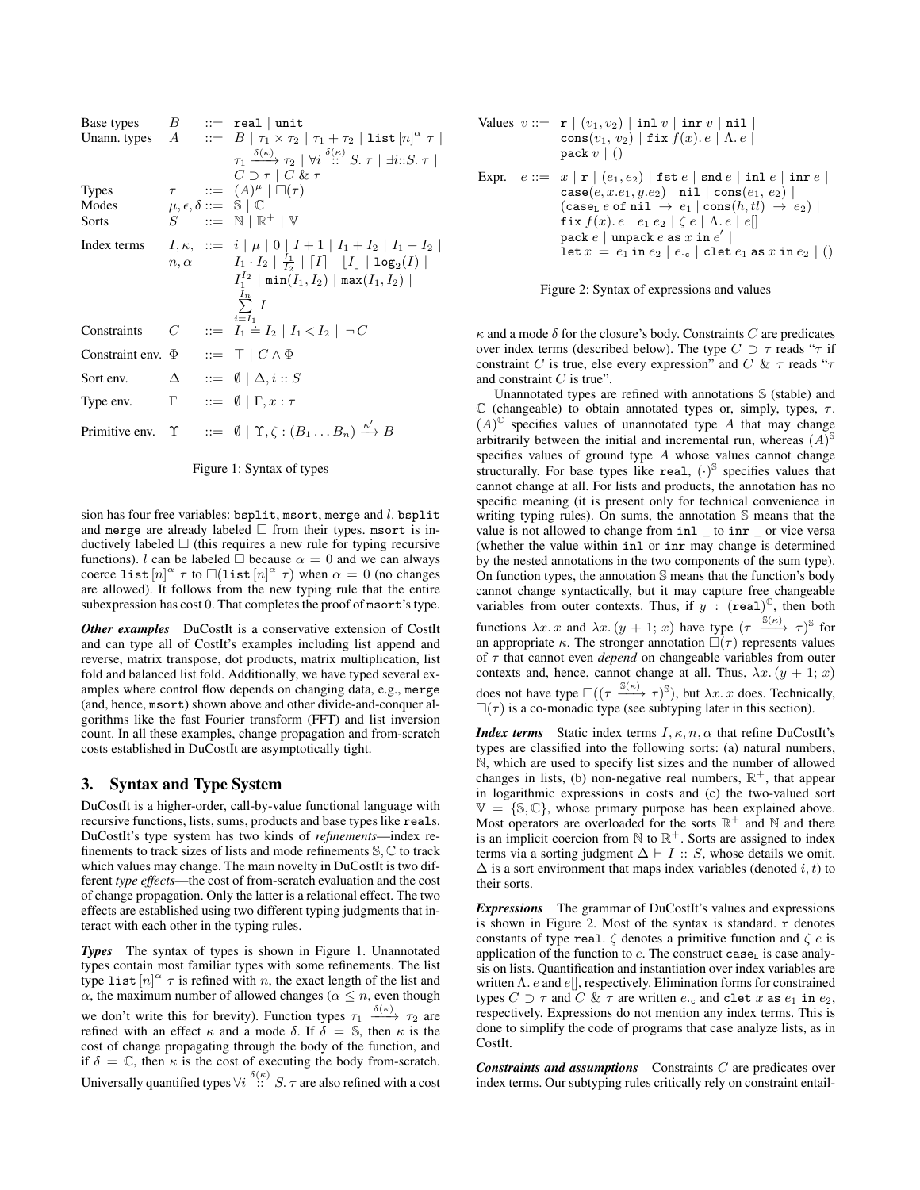$$
\begin{array}{llcl}
\text{Base types} & B & ::= & \texttt{real} \mid \texttt{unit} \\
\text{Unann. types} & A & ::= & B \mid \tau_1 \times \tau_2 \mid \tau_1 + \tau_2 \mid \texttt{list}\,[n]^{\alpha}\,\tau \mid \\
& & & \tau_1 \xrightarrow{\delta(\kappa)} \tau_2 \mid \forall i \overset{\delta(\kappa)}{::} S.\,\tau \mid \exists i{::}S.\,\tau \mid \\
& & & C \supset \tau \mid C \,\&\, \tau \\
\text{Types} & \tau & ::= & (A)^{\mu} \mid \Box(\tau) \\
\text{Modes} & \mu, \epsilon, \delta & ::= & \mathbb{S} \mid \mathbb{C} \\
\text{Sorts} & S & ::= & \mathbb{N} \mid \mathbb{R}^{+} \mid \mathbb{V} \\
\text{Index terms} & I, \kappa, & ::= & i \mid \mu \mid 0 \mid I+1 \mid I_1 + I_2 \mid I_1 - I_2 \mid \\
& n, \alpha & & I_1 \cdot I_2 \mid \frac{I_1}{I_2} \mid \lceil I \rceil \mid \lfloor I \rfloor \mid \log_2(I) \mid \\
& & & I_1^{I_2} \mid \min(I_1, I_2) \mid \max(I_1, I_2) \mid \\
& & & \sum_{i=I_1}^{I_n} I \\
\text{Constraints} & C & ::= & I_1 \doteq I_2 \mid I_1 < I_2 \mid \neg C \\
\text{Constraint env.} & \Phi & ::= & \top \mid C \wedge \Phi \\
\text{Sort env.} & \Delta & ::= & \emptyset \mid \Delta, i :: S \\
\text{Type env.} & \Gamma & ::= & \emptyset \mid \Gamma, x : \tau \\
\text{Primitive env.} & \Upsilon & ::= & \emptyset \mid \Upsilon, \zeta : (B_1 \ldots B_n) \xrightarrow{\kappa'} B
\end{array}
$$

Figure 1: Syntax of types

sion has four free variables: `bsplit`, `msort`, `merge` and $l$. `bsplit` and `merge` are already labeled $\Box$ from their types. `msort` is inductively labeled $\Box$ (this requires a new rule for typing recursive functions). $l$ can be labeled $\Box$ because $\alpha = 0$ and we can always coerce $\texttt{list}\,[n]^{\alpha}\,\tau$ to $\Box(\texttt{list}\,[n]^{\alpha}\,\tau)$ when $\alpha = 0$ (no changes are allowed). It follows from the new typing rule that the entire subexpression has cost 0. That completes the proof of `msort`'s type.

***Other examples*** DuCostIt is a conservative extension of CostIt and can type all of CostIt's examples including list append and reverse, matrix transpose, dot products, matrix multiplication, list fold and balanced list fold. Additionally, we have typed several examples where control flow depends on changing data, e.g., `merge` (and, hence, `msort`) shown above and other divide-and-conquer algorithms like the fast Fourier transform (FFT) and list inversion count. In all these examples, change propagation and from-scratch costs established in DuCostIt are asymptotically tight.

## 3. Syntax and Type System

DuCostIt is a higher-order, call-by-value functional language with recursive functions, lists, sums, products and base types like `reals`. DuCostIt's type system has two kinds of *refinements*—index refinements to track sizes of lists and mode refinements $\mathbb{S}, \mathbb{C}$ to track which values may change. The main novelty in DuCostIt is two different *type effects*—the cost of from-scratch evaluation and the cost of change propagation. Only the latter is a relational effect. The two effects are established using two different typing judgments that interact with each other in the typing rules.

***Types*** The syntax of types is shown in Figure 1. Unannotated types contain most familiar types with some refinements. The list type $\texttt{list}\,[n]^{\alpha}\,\tau$ is refined with $n$, the exact length of the list and $\alpha$, the maximum number of allowed changes ($\alpha \le n$, even though we don't write this for brevity). Function types $\tau_1 \xrightarrow{\delta(\kappa)} \tau_2$ are refined with an effect $\kappa$ and a mode $\delta$. If $\delta = \mathbb{S}$, then $\kappa$ is the cost of change propagating through the body of the function, and if $\delta = \mathbb{C}$, then $\kappa$ is the cost of executing the body from-scratch. Universally quantified types $\forall i \overset{\delta(\kappa)}{::} S.\,\tau$ are also refined with a cost

$$
\begin{array}{lcl}
\text{Values } v & ::= & \texttt{r} \mid (v_1, v_2) \mid \texttt{inl}\; v \mid \texttt{inr}\; v \mid \texttt{nil} \mid \\
& & \texttt{cons}(v_1,\, v_2) \mid \texttt{fix}\, f(x).\, e \mid \Lambda.\, e \mid \\
& & \texttt{pack}\; v \mid () \\
\text{Expr. } e & ::= & x \mid \texttt{r} \mid (e_1, e_2) \mid \texttt{fst}\; e \mid \texttt{snd}\; e \mid \texttt{inl}\; e \mid \texttt{inr}\; e \mid \\
& & \texttt{case}(e, x.e_1, y.e_2) \mid \texttt{nil} \mid \texttt{cons}(e_1,\, e_2) \mid \\
& & (\texttt{case}_{\texttt{L}}\; e\; \texttt{of nil} \;\to\; e_1 \mid \texttt{cons}(h, tl) \;\to\; e_2) \mid \\
& & \texttt{fix}\, f(x).\, e \mid e_1\; e_2 \mid \zeta\; e \mid \Lambda.\, e \mid e[\,] \mid \\
& & \texttt{pack}\; e \mid \texttt{unpack}\; e \;\texttt{as}\; x \;\texttt{in}\; e' \mid \\
& & \texttt{let}\; x \;=\; e_1 \;\texttt{in}\; e_2 \mid e_{\cdot\texttt{c}} \mid \texttt{clet}\; e_1 \;\texttt{as}\; x \;\texttt{in}\; e_2 \mid ()
\end{array}
$$

Figure 2: Syntax of expressions and values

$\kappa$ and a mode $\delta$ for the closure's body. Constraints $C$ are predicates over index terms (described below). The type $C \supset \tau$ reads "$\tau$ if constraint $C$ is true, else every expression" and $C \,\&\, \tau$ reads "$\tau$ and constraint $C$ is true".

Unannotated types are refined with annotations $\mathbb{S}$ (stable) and $\mathbb{C}$ (changeable) to obtain annotated types or, simply, types, $\tau$. $(A)^{\mathbb{C}}$ specifies values of unannotated type $A$ that may change arbitrarily between the initial and incremental run, whereas $(A)^{\mathbb{S}}$ specifies values of ground type $A$ whose values cannot change structurally. For base types like `real`, $(\cdot)^{\mathbb{S}}$ specifies values that cannot change at all. For lists and products, the annotation has no specific meaning (it is present only for technical convenience in writing typing rules). On sums, the annotation $\mathbb{S}$ means that the value is not allowed to change from `inl _` to `inr _` or vice versa (whether the value within `inl` or `inr` may change is determined by the nested annotations in the two components of the sum type). On function types, the annotation $\mathbb{S}$ means that the function's body cannot change syntactically, but it may capture free changeable variables from outer contexts. Thus, if $y \,:\, (\texttt{real})^{\mathbb{C}}$, then both functions $\lambda x.\, x$ and $\lambda x.\, (y + 1;\, x)$ have type $(\tau \xrightarrow{\mathbb{S}(\kappa)} \tau)^{\mathbb{S}}$ for an appropriate $\kappa$. The stronger annotation $\Box(\tau)$ represents values of $\tau$ that cannot even *depend* on changeable variables from outer contexts and, hence, cannot change at all. Thus, $\lambda x.\, (y + 1;\, x)$ does not have type $\Box((\tau \xrightarrow{\mathbb{S}(\kappa)} \tau)^{\mathbb{S}})$, but $\lambda x.\, x$ does. Technically, $\Box(\tau)$ is a co-monadic type (see subtyping later in this section).

***Index terms*** Static index terms $I, \kappa, n, \alpha$ that refine DuCostIt's types are classified into the following sorts: (a) natural numbers, $\mathbb{N}$, which are used to specify list sizes and the number of allowed changes in lists, (b) non-negative real numbers, $\mathbb{R}^{+}$, that appear in logarithmic expressions in costs and (c) the two-valued sort $\mathbb{V} = \{\mathbb{S}, \mathbb{C}\}$, whose primary purpose has been explained above. Most operators are overloaded for the sorts $\mathbb{R}^{+}$ and $\mathbb{N}$ and there is an implicit coercion from $\mathbb{N}$ to $\mathbb{R}^{+}$. Sorts are assigned to index terms via a sorting judgment $\Delta \vdash I \,::\, S$, whose details we omit. $\Delta$ is a sort environment that maps index variables (denoted $i, t$) to their sorts.

***Expressions*** The grammar of DuCostIt's values and expressions is shown in Figure 2. Most of the syntax is standard. `r` denotes constants of type `real`. $\zeta$ denotes a primitive function and $\zeta\; e$ is application of the function to $e$. The construct $\texttt{case}_{\texttt{L}}$ is case analysis on lists. Quantification and instantiation over index variables are written $\Lambda.\, e$ and $e[\,]$, respectively. Elimination forms for constrained types $C \supset \tau$ and $C \,\&\, \tau$ are written $e_{\cdot\texttt{c}}$ and `clet` $x$ `as` $e_1$ `in` $e_2$, respectively. Expressions do not mention any index terms. This is done to simplify the code of programs that case analyze lists, as in CostIt.

***Constraints and assumptions*** Constraints $C$ are predicates over index terms. Our subtyping rules critically rely on constraint entail-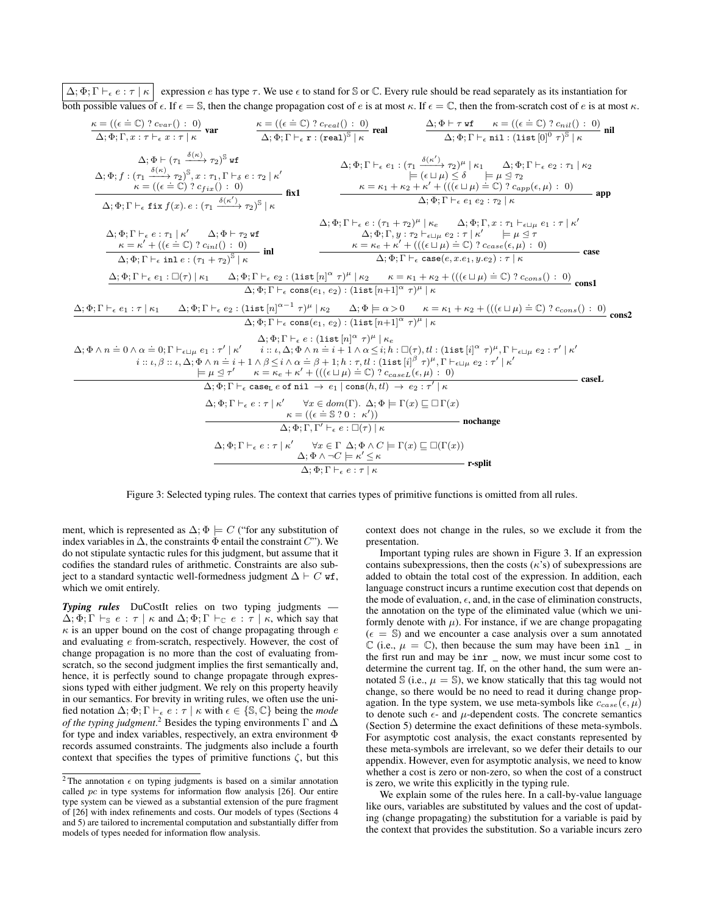$\boxed{\Delta; \Phi; \Gamma \vdash_\epsilon e : \tau \mid \kappa}$ expression $e$ has type $\tau$. We use $\epsilon$ to stand for $\mathbb{S}$ or $\mathbb{C}$. Every rule should be read separately as its instantiation for both possible values of $\epsilon$. If $\epsilon = \mathbb{S}$, then the change propagation cost of $e$ is at most $\kappa$. If $\epsilon = \mathbb{C}$, then the from-scratch cost of $e$ is at most $\kappa$.

$$\frac{\kappa = ((\epsilon \doteq \mathbb{C})\ ?\ c_{var}()\ :\ 0)}{\Delta; \Phi; \Gamma, x : \tau \vdash_\epsilon x : \tau \mid \kappa}\ \textbf{var} \qquad \frac{\kappa = ((\epsilon \doteq \mathbb{C})\ ?\ c_{real}()\ :\ 0)}{\Delta; \Phi; \Gamma \vdash_\epsilon \mathtt{r} : (\mathtt{real})^{\mathbb{S}} \mid \kappa}\ \textbf{real} \qquad \frac{\Delta; \Phi \vdash \tau\ \mathtt{wf} \quad \kappa = ((\epsilon \doteq \mathbb{C})\ ?\ c_{nil}()\ :\ 0)}{\Delta; \Phi; \Gamma \vdash_\epsilon \mathtt{nil} : (\mathtt{list}\,[0]^0\ \tau)^{\mathbb{S}} \mid \kappa}\ \textbf{nil}$$

$$\frac{\begin{array}{c}\Delta; \Phi \vdash (\tau_1 \xrightarrow{\delta(\kappa)} \tau_2)^{\mathbb{S}}\ \mathtt{wf} \\ \Delta; \Phi; f : (\tau_1 \xrightarrow{\delta(\kappa)} \tau_2)^{\mathbb{S}}, x : \tau_1, \Gamma \vdash_\delta e : \tau_2 \mid \kappa' \\ \kappa = ((\epsilon \doteq \mathbb{C})\ ?\ c_{fix}()\ :\ 0)\end{array}}{\Delta; \Phi; \Gamma \vdash_\epsilon \mathtt{fix}\, f(x).\, e : (\tau_1 \xrightarrow{\delta(\kappa')} \tau_2)^{\mathbb{S}} \mid \kappa}\ \textbf{fix1} \qquad \frac{\begin{array}{c}\Delta; \Phi; \Gamma \vdash_\epsilon e_1 : (\tau_1 \xrightarrow{\delta(\kappa')} \tau_2)^{\mu} \mid \kappa_1 \quad \Delta; \Phi; \Gamma \vdash_\epsilon e_2 : \tau_1 \mid \kappa_2 \\ \models (\epsilon \sqcup \mu) \leq \delta \quad \models \mu \trianglelefteq \tau_2 \\ \kappa = \kappa_1 + \kappa_2 + \kappa' + (((\epsilon \sqcup \mu) \doteq \mathbb{C})\ ?\ c_{app}(\epsilon, \mu)\ :\ 0)\end{array}}{\Delta; \Phi; \Gamma \vdash_\epsilon e_1\ e_2 : \tau_2 \mid \kappa}\ \textbf{app}$$

$$\frac{\begin{array}{c}\Delta; \Phi; \Gamma \vdash_\epsilon e : \tau_1 \mid \kappa' \quad \Delta; \Phi \vdash \tau_2\ \mathtt{wf} \\ \kappa = \kappa' + ((\epsilon \doteq \mathbb{C})\ ?\ c_{inl}()\ :\ 0)\end{array}}{\Delta; \Phi; \Gamma \vdash_\epsilon \mathtt{inl}\ e : (\tau_1 + \tau_2)^{\mathbb{S}} \mid \kappa}\ \textbf{inl} \qquad \frac{\begin{array}{c}\Delta; \Phi; \Gamma \vdash_\epsilon e : (\tau_1 + \tau_2)^{\mu} \mid \kappa_e \quad \Delta; \Phi; \Gamma, x : \tau_1 \vdash_{\epsilon \sqcup \mu} e_1 : \tau \mid \kappa' \\ \Delta; \Phi; \Gamma, y : \tau_2 \vdash_{\epsilon \sqcup \mu} e_2 : \tau \mid \kappa' \quad \models \mu \trianglelefteq \tau \\ \kappa = \kappa_e + \kappa' + (((\epsilon \sqcup \mu) \doteq \mathbb{C})\ ?\ c_{case}(\epsilon, \mu)\ :\ 0)\end{array}}{\Delta; \Phi; \Gamma \vdash_\epsilon \mathtt{case}(e, x.e_1, y.e_2) : \tau \mid \kappa}\ \textbf{case}$$

$$\frac{\Delta; \Phi; \Gamma \vdash_\epsilon e_1 : \square(\tau) \mid \kappa_1 \quad \Delta; \Phi; \Gamma \vdash_\epsilon e_2 : (\mathtt{list}\,[n]^{\alpha}\ \tau)^{\mu} \mid \kappa_2 \quad \kappa = \kappa_1 + \kappa_2 + (((\epsilon \sqcup \mu) \doteq \mathbb{C})\ ?\ c_{cons}()\ :\ 0)}{\Delta; \Phi; \Gamma \vdash_\epsilon \mathtt{cons}(e_1, e_2) : (\mathtt{list}\,[n{+}1]^{\alpha}\ \tau)^{\mu} \mid \kappa}\ \textbf{cons1}$$

$$\frac{\Delta; \Phi; \Gamma \vdash_\epsilon e_1 : \tau \mid \kappa_1 \quad \Delta; \Phi; \Gamma \vdash_\epsilon e_2 : (\mathtt{list}\,[n]^{\alpha-1}\ \tau)^{\mu} \mid \kappa_2 \quad \Delta; \Phi \models \alpha > 0 \quad \kappa = \kappa_1 + \kappa_2 + (((\epsilon \sqcup \mu) \doteq \mathbb{C})\ ?\ c_{cons}()\ :\ 0)}{\Delta; \Phi; \Gamma \vdash_\epsilon \mathtt{cons}(e_1, e_2) : (\mathtt{list}\,[n{+}1]^{\alpha}\ \tau)^{\mu} \mid \kappa}\ \textbf{cons2}$$

$$\frac{\begin{array}{c}\Delta; \Phi; \Gamma \vdash_\epsilon e : (\mathtt{list}\,[n]^{\alpha}\ \tau)^{\mu} \mid \kappa_e \\ \Delta; \Phi \wedge n \doteq 0 \wedge \alpha \doteq 0; \Gamma \vdash_{\epsilon \sqcup \mu} e_1 : \tau' \mid \kappa' \quad i :: \iota, \Delta; \Phi \wedge n \doteq i+1 \wedge \alpha \leq i; h : \square(\tau), tl : (\mathtt{list}\,[i]^{\alpha}\ \tau)^{\mu}, \Gamma \vdash_{\epsilon \sqcup \mu} e_2 : \tau' \mid \kappa' \\ i :: \iota, \beta :: \iota, \Delta; \Phi \wedge n \doteq i+1 \wedge \beta \leq i \wedge \alpha \doteq \beta + 1; h : \tau, tl : (\mathtt{list}\,[i]^{\beta}\ \tau)^{\mu}, \Gamma \vdash_{\epsilon \sqcup \mu} e_2 : \tau' \mid \kappa' \\ \models \mu \trianglelefteq \tau' \quad \kappa = \kappa_e + \kappa' + (((\epsilon \sqcup \mu) \doteq \mathbb{C})\ ?\ c_{caseL}(\epsilon, \mu)\ :\ 0)\end{array}}{\Delta; \Phi; \Gamma \vdash_\epsilon \mathtt{case_L}\ e\ \mathtt{of\ nil}\ \rightarrow\ e_1 \mid \mathtt{cons}(h, tl)\ \rightarrow\ e_2 : \tau' \mid \kappa}\ \textbf{caseL}$$

$$\frac{\begin{array}{c}\Delta; \Phi; \Gamma \vdash_\epsilon e : \tau \mid \kappa' \quad \forall x \in dom(\Gamma).\ \Delta; \Phi \models \Gamma(x) \sqsubseteq \square\Gamma(x) \\ \kappa = ((\epsilon \doteq \mathbb{S}\ ?\ 0\ :\ \kappa'))\end{array}}{\Delta; \Phi; \Gamma, \Gamma' \vdash_\epsilon e : \square(\tau) \mid \kappa}\ \textbf{nochange}$$

$$\frac{\begin{array}{c}\Delta; \Phi; \Gamma \vdash_\epsilon e : \tau \mid \kappa' \quad \forall x \in \Gamma\ \ \Delta; \Phi \wedge C \models \Gamma(x) \sqsubseteq \square(\Gamma(x)) \\ \Delta; \Phi \wedge \neg C \models \kappa' \leq \kappa\end{array}}{\Delta; \Phi; \Gamma \vdash_\epsilon e : \tau \mid \kappa}\ \textbf{r-split}$$

Figure 3: Selected typing rules. The context that carries types of primitive functions is omitted from all rules.

ment, which is represented as $\Delta; \Phi \models C$ ("for any substitution of index variables in $\Delta$, the constraints $\Phi$ entail the constraint $C$"). We do not stipulate syntactic rules for this judgment, but assume that it codifies the standard rules of arithmetic. Constraints are also subject to a standard syntactic well-formedness judgment $\Delta \vdash C\ \mathtt{wf}$, which we omit entirely.

***Typing rules*** DuCostIt relies on two typing judgments — $\Delta; \Phi; \Gamma \vdash_{\mathbb{S}} e : \tau \mid \kappa$ and $\Delta; \Phi; \Gamma \vdash_{\mathbb{C}} e : \tau \mid \kappa$, which say that $\kappa$ is an upper bound on the cost of change propagating through $e$ and evaluating $e$ from-scratch, respectively. However, the cost of change propagation is no more than the cost of evaluating from-scratch, so the second judgment implies the first semantically and, hence, it is perfectly sound to change propagate through expressions typed with either judgment. We rely on this property heavily in our semantics. For brevity in writing rules, we often use the unified notation $\Delta; \Phi; \Gamma \vdash_\epsilon e : \tau \mid \kappa$ with $\epsilon \in \{\mathbb{S}, \mathbb{C}\}$ being the *mode of the typing judgment*.[2] Besides the typing environments $\Gamma$ and $\Delta$ for type and index variables, respectively, an extra environment $\Phi$ records assumed constraints. The judgments also include a fourth context that specifies the types of primitive functions $\zeta$, but this context does not change in the rules, so we exclude it from the presentation.

Important typing rules are shown in Figure 3. If an expression contains subexpressions, then the costs ($\kappa$'s) of subexpressions are added to obtain the total cost of the expression. In addition, each language construct incurs a runtime execution cost that depends on the mode of evaluation, $\epsilon$, and, in the case of elimination constructs, the annotation on the type of the eliminated value (which we uniformly denote with $\mu$). For instance, if we are change propagating ($\epsilon = \mathbb{S}$) and we encounter a case analysis over a sum annotated $\mathbb{C}$ (i.e., $\mu = \mathbb{C}$), then because the sum may have been `inl _` in the first run and may be `inr _` now, we must incur some cost to determine the current tag. If, on the other hand, the sum were annotated $\mathbb{S}$ (i.e., $\mu = \mathbb{S}$), we know statically that this tag would not change, so there would be no need to read it during change propagation. In the type system, we use meta-symbols like $c_{case}(\epsilon, \mu)$ to denote such $\epsilon$- and $\mu$-dependent costs. The concrete semantics (Section 5) determine the exact definitions of these meta-symbols. For asymptotic cost analysis, the exact constants represented by these meta-symbols are irrelevant, so we defer their details to our appendix. However, even for asymptotic analysis, we need to know whether a cost is zero or non-zero, so when the cost of a construct is zero, we write this explicitly in the typing rule.

We explain some of the rules here. In a call-by-value language like ours, variables are substituted by values and the cost of updating (change propagating) the substitution for a variable is paid by the context that provides the substitution. So a variable incurs zero

[2] The annotation $\epsilon$ on typing judgments is based on a similar annotation called $pc$ in type systems for information flow analysis [26]. Our entire type system can be viewed as a substantial extension of the pure fragment of [26] with index refinements and costs. Our models of types (Sections 4 and 5) are tailored to incremental computation and substantially differ from models of types needed for information flow analysis.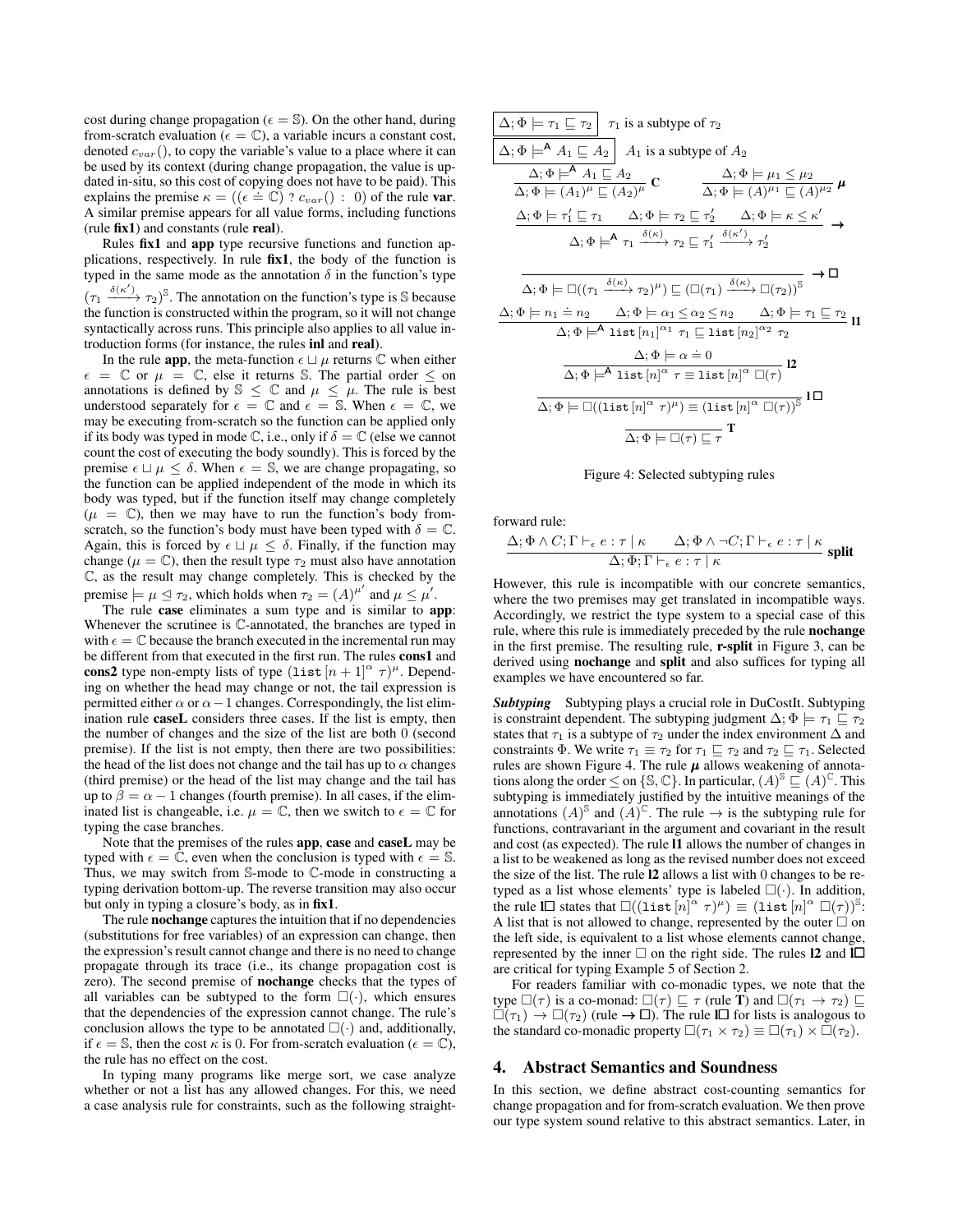cost during change propagation ($\epsilon = \mathbb{S}$). On the other hand, during from-scratch evaluation ($\epsilon = \mathbb{C}$), a variable incurs a constant cost, denoted $c_{var}()$, to copy the variable's value to a place where it can be used by its context (during change propagation, the value is updated in-situ, so this cost of copying does not have to be paid). This explains the premise $\kappa = ((\epsilon \doteq \mathbb{C})\ ?\ c_{var}()\ :\ 0)$ of the rule **var**. A similar premise appears for all value forms, including functions (rule **fix1**) and constants (rule **real**).

Rules **fix1** and **app** type recursive functions and function applications, respectively. In rule **fix1**, the body of the function is typed in the same mode as the annotation $\delta$ in the function's type $(\tau_1 \xrightarrow{\delta(\kappa')} \tau_2)^{\mathbb{S}}$. The annotation on the function's type is $\mathbb{S}$ because the function is constructed within the program, so it will not change syntactically across runs. This principle also applies to all value introduction forms (for instance, the rules **inl** and **real**).

In the rule **app**, the meta-function $\epsilon \sqcup \mu$ returns $\mathbb{C}$ when either $\epsilon = \mathbb{C}$ or $\mu = \mathbb{C}$, else it returns $\mathbb{S}$. The partial order $\leq$ on annotations is defined by $\mathbb{S} \leq \mathbb{C}$ and $\mu \leq \mu$. The rule is best understood separately for $\epsilon = \mathbb{C}$ and $\epsilon = \mathbb{S}$. When $\epsilon = \mathbb{C}$, we may be executing from-scratch so the function can be applied only if its body was typed in mode $\mathbb{C}$, i.e., only if $\delta = \mathbb{C}$ (else we cannot count the cost of executing the body soundly). This is forced by the premise $\epsilon \sqcup \mu \leq \delta$. When $\epsilon = \mathbb{S}$, we are change propagating, so the function can be applied independent of the mode in which its body was typed, but if the function itself may change completely ($\mu = \mathbb{C}$), then we may have to run the function's body from-scratch, so the function's body must have been typed with $\delta = \mathbb{C}$. Again, this is forced by $\epsilon \sqcup \mu \leq \delta$. Finally, if the function may change ($\mu = \mathbb{C}$), then the result type $\tau_2$ must also have annotation $\mathbb{C}$, as the result may change completely. This is checked by the premise $\models \mu \trianglelefteq \tau_2$, which holds when $\tau_2 = (A)^{\mu'}$ and $\mu \leq \mu'$.

The rule **case** eliminates a sum type and is similar to **app**: Whenever the scrutinee is $\mathbb{C}$-annotated, the branches are typed in with $\epsilon = \mathbb{C}$ because the branch executed in the incremental run may be different from that executed in the first run. The rules **cons1** and **cons2** type non-empty lists of type $(\texttt{list}\,[n+1]^{\alpha}\ \tau)^{\mu}$. Depending on whether the head may change or not, the tail expression is permitted either $\alpha$ or $\alpha - 1$ changes. Correspondingly, the list elimination rule **caseL** considers three cases. If the list is empty, then the number of changes and the size of the list are both 0 (second premise). If the list is not empty, then there are two possibilities: the head of the list does not change and the tail has up to $\alpha$ changes (third premise) or the head of the list may change and the tail has up to $\beta = \alpha - 1$ changes (fourth premise). In all cases, if the eliminated list is changeable, i.e. $\mu = \mathbb{C}$, then we switch to $\epsilon = \mathbb{C}$ for typing the case branches.

Note that the premises of the rules **app**, **case** and **caseL** may be typed with $\epsilon = \mathbb{C}$, even when the conclusion is typed with $\epsilon = \mathbb{S}$. Thus, we may switch from $\mathbb{S}$-mode to $\mathbb{C}$-mode in constructing a typing derivation bottom-up. The reverse transition may also occur but only in typing a closure's body, as in **fix1**.

The rule **nochange** captures the intuition that if no dependencies (substitutions for free variables) of an expression can change, then the expression's result cannot change and there is no need to change propagate through its trace (i.e., its change propagation cost is zero). The second premise of **nochange** checks that the types of all variables can be subtyped to the form $\square(\cdot)$, which ensures that the dependencies of the expression cannot change. The rule's conclusion allows the type to be annotated $\square(\cdot)$ and, additionally, if $\epsilon = \mathbb{S}$, then the cost $\kappa$ is 0. For from-scratch evaluation ($\epsilon = \mathbb{C}$), the rule has no effect on the cost.

In typing many programs like merge sort, we case analyze whether or not a list has any allowed changes. For this, we need a case analysis rule for constraints, such as the following straightforward rule:

$$\frac{\Delta; \Phi \wedge C; \Gamma \vdash_{\epsilon} e : \tau \mid \kappa \qquad \Delta; \Phi \wedge \neg C; \Gamma \vdash_{\epsilon} e : \tau \mid \kappa}{\Delta; \Phi; \Gamma \vdash_{\epsilon} e : \tau \mid \kappa}\ \textbf{split}$$

However, this rule is incompatible with our concrete semantics, where the two premises may get translated in incompatible ways. Accordingly, we restrict the type system to a special case of this rule, where this rule is immediately preceded by the rule **nochange** in the first premise. The resulting rule, **r-split** in Figure 3, can be derived using **nochange** and **split** and also suffices for typing all examples we have encountered so far.

$\boxed{\Delta; \Phi \models \tau_1 \sqsubseteq \tau_2}$ $\tau_1$ is a subtype of $\tau_2$

$\boxed{\Delta; \Phi \models^{\mathsf{A}} A_1 \sqsubseteq A_2}$ $A_1$ is a subtype of $A_2$

$$\frac{\Delta; \Phi \models^{\mathsf{A}} A_1 \sqsubseteq A_2}{\Delta; \Phi \models (A_1)^{\mu} \sqsubseteq (A_2)^{\mu}}\ \textbf{C} \qquad \frac{\Delta; \Phi \models \mu_1 \leq \mu_2}{\Delta; \Phi \models (A)^{\mu_1} \sqsubseteq (A)^{\mu_2}}\ \boldsymbol{\mu}$$

$$\frac{\Delta; \Phi \models \tau_1' \sqsubseteq \tau_1 \qquad \Delta; \Phi \models \tau_2 \sqsubseteq \tau_2' \qquad \Delta; \Phi \models \kappa \leq \kappa'}{\Delta; \Phi \models^{\mathsf{A}} \tau_1 \xrightarrow{\delta(\kappa)} \tau_2 \sqsubseteq \tau_1' \xrightarrow{\delta(\kappa')} \tau_2'}\ \boldsymbol{\rightarrow}$$

$$\frac{}{\Delta; \Phi \models \square((\tau_1 \xrightarrow{\delta(\kappa)} \tau_2)^{\mu}) \sqsubseteq (\square(\tau_1) \xrightarrow{\delta(\kappa)} \square(\tau_2))^{\mathbb{S}}}\ \boldsymbol{\rightarrow\square}$$

$$\frac{\Delta; \Phi \models n_1 \doteq n_2 \qquad \Delta; \Phi \models \alpha_1 \leq \alpha_2 \leq n_2 \qquad \Delta; \Phi \models \tau_1 \sqsubseteq \tau_2}{\Delta; \Phi \models^{\mathsf{A}} \texttt{list}\,[n_1]^{\alpha_1}\ \tau_1 \sqsubseteq \texttt{list}\,[n_2]^{\alpha_2}\ \tau_2}\ \textbf{l1}$$

$$\frac{\Delta; \Phi \models \alpha \doteq 0}{\Delta; \Phi \models^{\mathsf{A}} \texttt{list}\,[n]^{\alpha}\ \tau \equiv \texttt{list}\,[n]^{\alpha}\ \square(\tau)}\ \textbf{l2}$$

$$\frac{}{\Delta; \Phi \models \square((\texttt{list}\,[n]^{\alpha}\ \tau)^{\mu}) \equiv (\texttt{list}\,[n]^{\alpha}\ \square(\tau))^{\mathbb{S}}}\ \textbf{l}\square$$

$$\frac{}{\Delta; \Phi \models \square(\tau) \sqsubseteq \tau}\ \textbf{T}$$

Figure 4: Selected subtyping rules

***Subtyping*** Subtyping plays a crucial role in DuCostIt. Subtyping is constraint dependent. The subtyping judgment $\Delta; \Phi \models \tau_1 \sqsubseteq \tau_2$ states that $\tau_1$ is a subtype of $\tau_2$ under the index environment $\Delta$ and constraints $\Phi$. We write $\tau_1 \equiv \tau_2$ for $\tau_1 \sqsubseteq \tau_2$ and $\tau_2 \sqsubseteq \tau_1$. Selected rules are shown Figure 4. The rule $\boldsymbol{\mu}$ allows weakening of annotations along the order $\leq$ on $\{\mathbb{S}, \mathbb{C}\}$. In particular, $(A)^{\mathbb{S}} \sqsubseteq (A)^{\mathbb{C}}$. This subtyping is immediately justified by the intuitive meanings of the annotations $(A)^{\mathbb{S}}$ and $(A)^{\mathbb{C}}$. The rule $\rightarrow$ is the subtyping rule for functions, contravariant in the argument and covariant in the result and cost (as expected). The rule **l1** allows the number of changes in a list to be weakened as long as the revised number does not exceed the size of the list. The rule **l2** allows a list with 0 changes to be retyped as a list whose elements' type is labeled $\square(\cdot)$. In addition, the rule **l**$\square$ states that $\square((\texttt{list}\,[n]^{\alpha}\ \tau)^{\mu}) \equiv (\texttt{list}\,[n]^{\alpha}\ \square(\tau))^{\mathbb{S}}$: A list that is not allowed to change, represented by the outer $\square$ on the left side, is equivalent to a list whose elements cannot change, represented by the inner $\square$ on the right side. The rules **l2** and **l**$\square$ are critical for typing Example 5 of Section 2.

For readers familiar with co-monadic types, we note that the type $\square(\tau)$ is a co-monad: $\square(\tau) \sqsubseteq \tau$ (rule **T**) and $\square(\tau_1 \rightarrow \tau_2) \sqsubseteq \square(\tau_1) \rightarrow \square(\tau_2)$ (rule $\boldsymbol{\rightarrow\square}$). The rule **l**$\square$ for lists is analogous to the standard co-monadic property $\square(\tau_1 \times \tau_2) \equiv \square(\tau_1) \times \square(\tau_2)$.

## 4. Abstract Semantics and Soundness

In this section, we define abstract cost-counting semantics for change propagation and for from-scratch evaluation. We then prove our type system sound relative to this abstract semantics. Later, in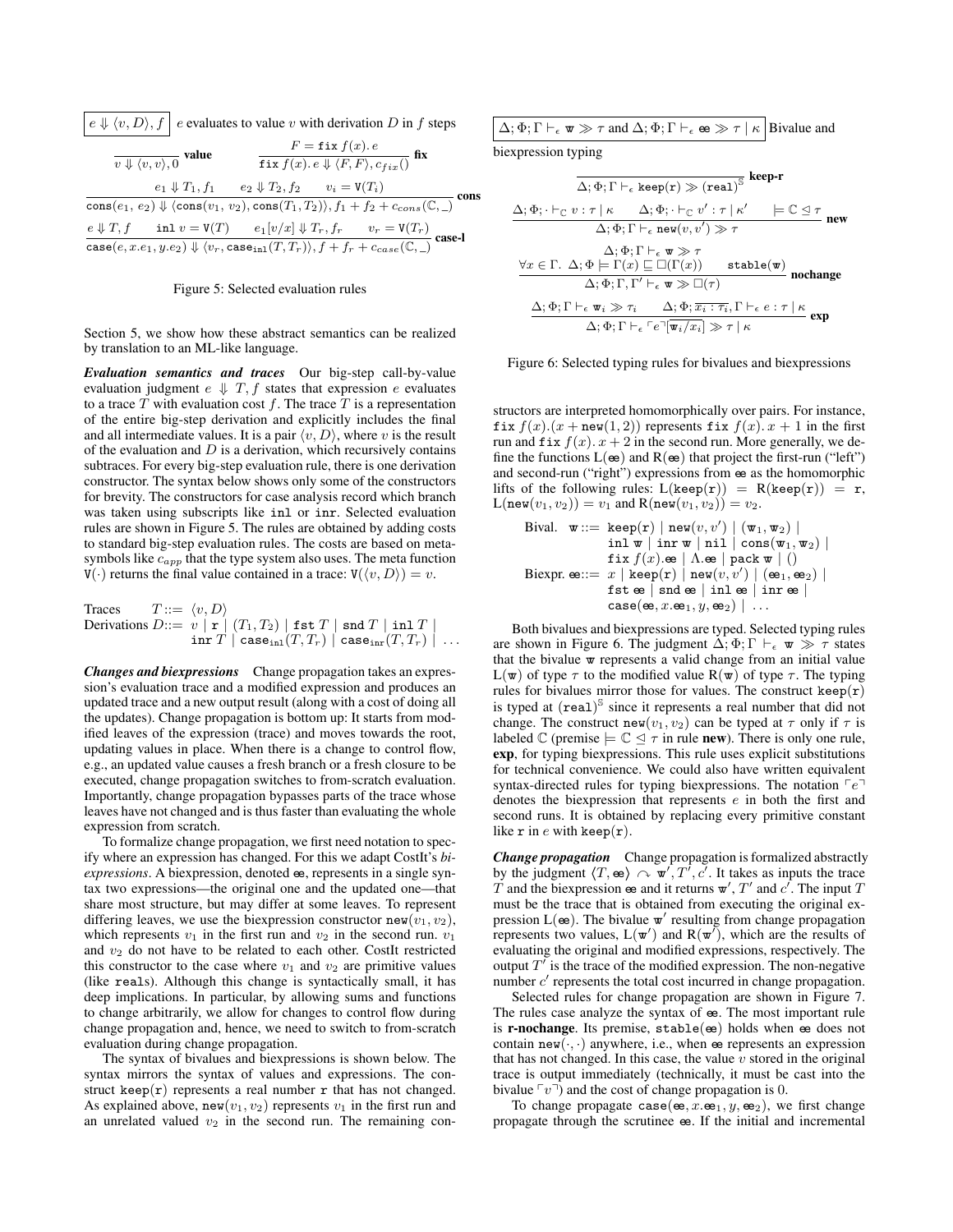$\boxed{e \Downarrow \langle v, D\rangle, f}$ $e$ evaluates to value $v$ with derivation $D$ in $f$ steps

$$\frac{}{v \Downarrow \langle v, v\rangle, 0}\ \textbf{value} \qquad \frac{F = \mathtt{fix}\, f(x).\, e}{\mathtt{fix}\, f(x).\, e \Downarrow \langle F, F\rangle, c_{fix}()}\ \textbf{fix}$$

$$\frac{e_1 \Downarrow T_1, f_1 \qquad e_2 \Downarrow T_2, f_2 \qquad v_i = \mathtt{V}(T_i)}{\mathtt{cons}(e_1,\, e_2) \Downarrow \langle \mathtt{cons}(v_1,\, v_2), \mathtt{cons}(T_1, T_2)\rangle, f_1 + f_2 + c_{cons}(\mathbb{C}, \_)}\ \textbf{cons}$$

$$\frac{e \Downarrow T, f \qquad \mathtt{inl}\ v = \mathtt{V}(T) \qquad e_1[v/x] \Downarrow T_r, f_r \qquad v_r = \mathtt{V}(T_r)}{\mathtt{case}(e, x.e_1, y.e_2) \Downarrow \langle v_r, \mathtt{case}_{\mathtt{inl}}(T, T_r)\rangle, f + f_r + c_{case}(\mathbb{C}, \_)}\ \textbf{case-l}$$

Figure 5: Selected evaluation rules

Section 5, we show how these abstract semantics can be realized by translation to an ML-like language.

***Evaluation semantics and traces*** Our big-step call-by-value evaluation judgment $e \Downarrow T, f$ states that expression $e$ evaluates to a trace $T$ with evaluation cost $f$. The trace $T$ is a representation of the entire big-step derivation and explicitly includes the final and all intermediate values. It is a pair $\langle v, D\rangle$, where $v$ is the result of the evaluation and $D$ is a derivation, which recursively contains subtraces. For every big-step evaluation rule, there is one derivation constructor. The syntax below shows only some of the constructors for brevity. The constructors for case analysis record which branch was taken using subscripts like inl or inr. Selected evaluation rules are shown in Figure 5. The rules are obtained by adding costs to standard big-step evaluation rules. The costs are based on metasymbols like $c_{app}$ that the type system also uses. The meta function $\mathtt{V}(\cdot)$ returns the final value contained in a trace: $\mathtt{V}(\langle v, D\rangle) = v$.

$$\begin{array}{lll} \text{Traces} & T ::= & \langle v, D\rangle \\ \text{Derivations} & D ::= & v \mid \mathtt{r} \mid (T_1, T_2) \mid \mathtt{fst}\ T \mid \mathtt{snd}\ T \mid \mathtt{inl}\ T \mid \\ & & \mathtt{inr}\ T \mid \mathtt{case}_{\mathtt{inl}}(T, T_r) \mid \mathtt{case}_{\mathtt{inr}}(T, T_r) \mid \ldots \end{array}$$

***Changes and biexpressions*** Change propagation takes an expression's evaluation trace and a modified expression and produces an updated trace and a new output result (along with a cost of doing all the updates). Change propagation is bottom up: It starts from modified leaves of the expression (trace) and moves towards the root, updating values in place. When there is a change to control flow, e.g., an updated value causes a fresh branch or a fresh closure to be executed, change propagation switches to from-scratch evaluation. Importantly, change propagation bypasses parts of the trace whose leaves have not changed and is thus faster than evaluating the whole expression from scratch.

To formalize change propagation, we first need notation to specify where an expression has changed. For this we adapt CostIt's *biexpressions*. A biexpression, denoted $\mathbb{e}$, represents in a single syntax two expressions—the original one and the updated one—that share most structure, but may differ at some leaves. To represent differing leaves, we use the biexpression constructor $\mathtt{new}(v_1, v_2)$, which represents $v_1$ in the first run and $v_2$ in the second run. $v_1$ and $v_2$ do not have to be related to each other. CostIt restricted this constructor to the case where $v_1$ and $v_2$ are primitive values (like reals). Although this change is syntactically small, it has deep implications. In particular, by allowing sums and functions to change arbitrarily, we allow for changes to control flow during change propagation and, hence, we need to switch to from-scratch evaluation during change propagation.

The syntax of bivalues and biexpressions is shown below. The syntax mirrors the syntax of values and expressions. The construct $\mathtt{keep}(\mathtt{r})$ represents a real number $\mathtt{r}$ that has not changed. As explained above, $\mathtt{new}(v_1, v_2)$ represents $v_1$ in the first run and an unrelated valued $v_2$ in the second run. The remaining constructors are interpreted homomorphically over pairs. For instance, $\mathtt{fix}\ f(x).(x + \mathtt{new}(1, 2))$ represents $\mathtt{fix}\ f(x).\, x + 1$ in the first run and $\mathtt{fix}\ f(x).\, x + 2$ in the second run. More generally, we define the functions $\mathtt{L}(\mathbb{e})$ and $\mathtt{R}(\mathbb{e})$ that project the first-run ("left") and second-run ("right") expressions from $\mathbb{e}$ as the homomorphic lifts of the following rules: $\mathtt{L}(\mathtt{keep}(\mathtt{r})) = \mathtt{R}(\mathtt{keep}(\mathtt{r})) = \mathtt{r}$, $\mathtt{L}(\mathtt{new}(v_1, v_2)) = v_1$ and $\mathtt{R}(\mathtt{new}(v_1, v_2)) = v_2$.

$$\begin{array}{lll} \text{Bival.} & \mathbb{w} ::= & \mathtt{keep}(\mathtt{r}) \mid \mathtt{new}(v, v') \mid (\mathbb{w}_1, \mathbb{w}_2) \mid \\ & & \mathtt{inl}\ \mathbb{w} \mid \mathtt{inr}\ \mathbb{w} \mid \mathtt{nil} \mid \mathtt{cons}(\mathbb{w}_1, \mathbb{w}_2) \mid \\ & & \mathtt{fix}\ f(x).\mathbb{e} \mid \Lambda.\mathbb{e} \mid \mathtt{pack}\ \mathbb{w} \mid () \\ \text{Biexpr.} & \mathbb{e} ::= & x \mid \mathtt{keep}(\mathtt{r}) \mid \mathtt{new}(v, v') \mid (\mathbb{e}_1, \mathbb{e}_2) \mid \\ & & \mathtt{fst}\ \mathbb{e} \mid \mathtt{snd}\ \mathbb{e} \mid \mathtt{inl}\ \mathbb{e} \mid \mathtt{inr}\ \mathbb{e} \mid \\ & & \mathtt{case}(\mathbb{e}, x.\mathbb{e}_1, y, \mathbb{e}_2) \mid \ldots \end{array}$$

Both bivalues and biexpressions are typed. Selected typing rules are shown in Figure 6. The judgment $\Delta; \Phi; \Gamma \vdash_\epsilon \mathbb{w} \gg \tau$ states that the bivalue $\mathbb{w}$ represents a valid change from an initial value $\mathtt{L}(\mathbb{w})$ of type $\tau$ to the modified value $\mathtt{R}(\mathbb{w})$ of type $\tau$. The typing rules for bivalues mirror those for values. The construct $\mathtt{keep}(\mathtt{r})$ is typed at $(\mathtt{real})^{\mathbb{S}}$ since it represents a real number that did not change. The construct $\mathtt{new}(v_1, v_2)$ can be typed at $\tau$ only if $\tau$ is labeled $\mathbb{C}$ (premise $\models \mathbb{C} \trianglelefteq \tau$ in rule **new**). There is only one rule, **exp**, for typing biexpressions. This rule uses explicit substitutions for technical convenience. We could also have written equivalent syntax-directed rules for typing biexpressions. The notation $\ulcorner e \urcorner$ denotes the biexpression that represents $e$ in both the first and second runs. It is obtained by replacing every primitive constant like $\mathtt{r}$ in $e$ with $\mathtt{keep}(\mathtt{r})$.

$\boxed{\Delta; \Phi; \Gamma \vdash_\epsilon \mathbb{w} \gg \tau \text{ and } \Delta; \Phi; \Gamma \vdash_\epsilon \mathbb{e} \gg \tau \mid \kappa}$ Bivalue and biexpression typing

$$\frac{}{\Delta; \Phi; \Gamma \vdash_\epsilon \mathtt{keep}(\mathtt{r}) \gg (\mathtt{real})^{\mathbb{S}}}\ \textbf{keep-r}$$

$$\frac{\Delta; \Phi; \cdot \vdash_{\mathbb{C}} v : \tau \mid \kappa \qquad \Delta; \Phi; \cdot \vdash_{\mathbb{C}} v' : \tau \mid \kappa' \qquad \models \mathbb{C} \trianglelefteq \tau}{\Delta; \Phi; \Gamma \vdash_\epsilon \mathtt{new}(v, v') \gg \tau}\ \textbf{new}$$

$$\frac{\begin{array}{c}\Delta; \Phi; \Gamma \vdash_\epsilon \mathbb{w} \gg \tau \\ \forall x \in \Gamma.\ \Delta; \Phi \models \Gamma(x) \sqsubseteq \Box(\Gamma(x)) \qquad \mathtt{stable}(\mathbb{w})\end{array}}{\Delta; \Phi; \Gamma, \Gamma' \vdash_\epsilon \mathbb{w} \gg \Box(\tau)}\ \textbf{nochange}$$

$$\frac{\Delta; \Phi; \Gamma \vdash_\epsilon \mathbb{w}_i \gg \tau_i \qquad \Delta; \Phi; \overline{x_i : \tau_i}, \Gamma \vdash_\epsilon e : \tau \mid \kappa}{\Delta; \Phi; \Gamma \vdash_\epsilon \ulcorner e \urcorner[\overline{\mathbb{w}_i / x_i}] \gg \tau \mid \kappa}\ \textbf{exp}$$

Figure 6: Selected typing rules for bivalues and biexpressions

***Change propagation*** Change propagation is formalized abstractly by the judgment $\langle T, \mathbb{e}\rangle \curvearrowright \mathbb{w}', T', c'$. It takes as inputs the trace $T$ and the biexpression $\mathbb{e}$ and it returns $\mathbb{w}'$, $T'$ and $c'$. The input $T$ must be the trace that is obtained from executing the original expression $\mathtt{L}(\mathbb{e})$. The bivalue $\mathbb{w}'$ resulting from change propagation represents two values, $\mathtt{L}(\mathbb{w}')$ and $\mathtt{R}(\mathbb{w}')$, which are the results of evaluating the original and modified expressions, respectively. The output $T'$ is the trace of the modified expression. The non-negative number $c'$ represents the total cost incurred in change propagation.

Selected rules for change propagation are shown in Figure 7. The rules case analyze the syntax of $\mathbb{e}$. The most important rule is **r-nochange**. Its premise, $\mathtt{stable}(\mathbb{e})$ holds when $\mathbb{e}$ does not contain $\mathtt{new}(\cdot, \cdot)$ anywhere, i.e., when $\mathbb{e}$ represents an expression that has not changed. In this case, the value $v$ stored in the original trace is output immediately (technically, it must be cast into the bivalue $\ulcorner v \urcorner$) and the cost of change propagation is 0.

To change propagate $\mathtt{case}(\mathbb{e}, x.\mathbb{e}_1, y, \mathbb{e}_2)$, we first change propagate through the scrutinee $\mathbb{e}$. If the initial and incremental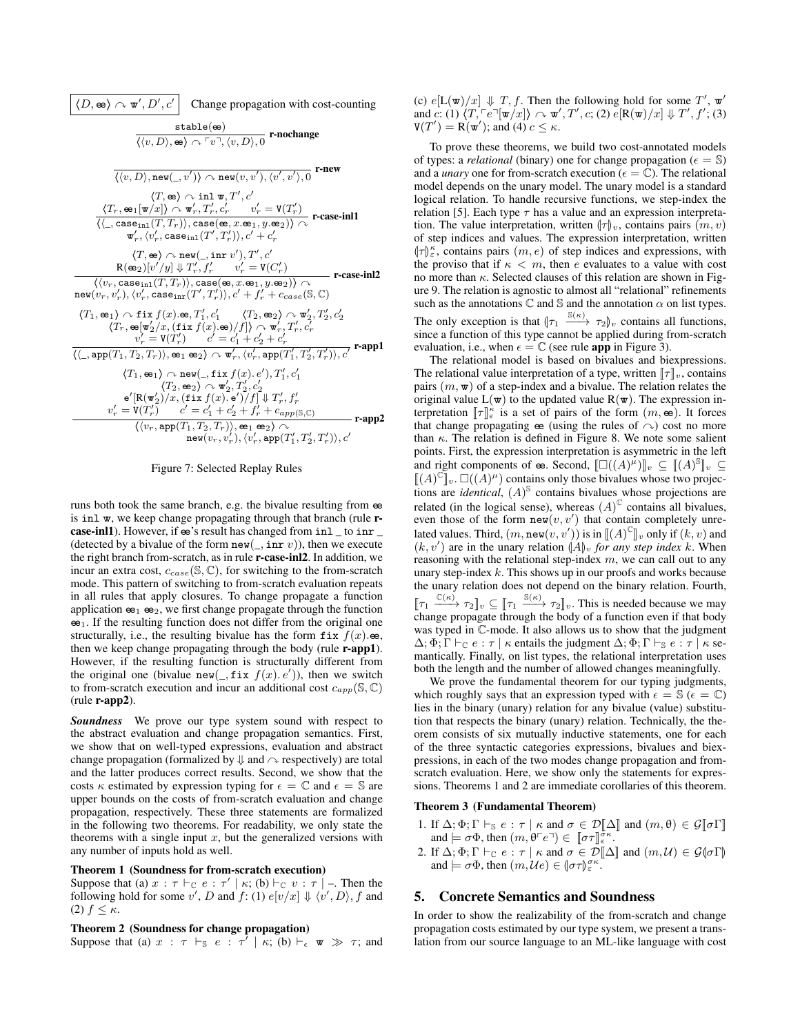$\boxed{\langle D, \mathtt{ee}\rangle \curvearrowright \mathtt{w}', D', c'}$ Change propagation with cost-counting

$$\frac{\mathtt{stable}(\mathtt{ee})}{\langle\langle v, D\rangle, \mathtt{ee}\rangle \curvearrowright \ulcorner v \urcorner, \langle v, D\rangle, 0} \textbf{ r-nochange}$$

$$\frac{}{\langle\langle v, D\rangle, \mathtt{new}(\_, v')\rangle \curvearrowright \mathtt{new}(v, v'), \langle v', v'\rangle, 0} \textbf{ r-new}$$

$$\frac{\langle T, \mathtt{ee}\rangle \curvearrowright \mathtt{inl}\ \mathtt{w}, T', c' \qquad \langle T_r, \mathtt{ee}_1[\mathtt{w}/x]\rangle \curvearrowright \mathtt{w}'_r, T'_r, c'_r \qquad v'_r = \mathtt{V}(T'_r)}{\langle\langle \_, \mathtt{case}_{\mathtt{inl}}(T, T_r)\rangle, \mathtt{case}(\mathtt{ee}, x.\mathtt{ee}_1, y.\mathtt{ee}_2)\rangle \curvearrowright \mathtt{w}'_r, \langle v'_r, \mathtt{case}_{\mathtt{inl}}(T', T'_r)\rangle, c' + c'_r} \textbf{ r-case-inl1}$$

$$\frac{\langle T, \mathtt{ee}\rangle \curvearrowright \mathtt{new}(\_, \mathtt{inr}\ v'), T', c' \qquad \mathtt{R}(\mathtt{ee}_2)[v'/y] \Downarrow T'_r, f'_r \qquad v'_r = \mathtt{V}(C'_r)}{\langle\langle v_r, \mathtt{case}_{\mathtt{inl}}(T, T_r)\rangle, \mathtt{case}(\mathtt{ee}, x.\mathtt{ee}_1, y.\mathtt{ee}_2)\rangle \curvearrowright \mathtt{new}(v_r, v'_r), \langle v'_r, \mathtt{case}_{\mathtt{inr}}(T', T'_r)\rangle, c' + f'_r + c_{case}(\mathbb{S}, \mathbb{C})} \textbf{ r-case-inl2}$$

$$\frac{\langle T_1, \mathtt{ee}_1\rangle \curvearrowright \mathtt{fix}\ f(x).\mathtt{ee}, T'_1, c'_1 \qquad \langle T_2, \mathtt{ee}_2\rangle \curvearrowright \mathtt{w}'_2, T'_2, c'_2 \qquad \langle T_r, \mathtt{ee}[\mathtt{w}'_2/x, (\mathtt{fix}\ f(x).\mathtt{ee})/f]\rangle \curvearrowright \mathtt{w}'_r, T'_r, c'_r \qquad v'_r = \mathtt{V}(T'_r) \qquad c' = c'_1 + c'_2 + c'_r}{\langle\langle \_, \mathtt{app}(T_1, T_2, T_r)\rangle, \mathtt{ee}_1\ \mathtt{ee}_2\rangle \curvearrowright \mathtt{w}'_r, \langle v'_r, \mathtt{app}(T'_1, T'_2, T'_r)\rangle, c'} \textbf{ r-app1}$$

$$\frac{\langle T_1, \mathtt{ee}_1\rangle \curvearrowright \mathtt{new}(\_, \mathtt{fix}\ f(x).\,e'), T'_1, c'_1 \qquad \langle T_2, \mathtt{ee}_2\rangle \curvearrowright \mathtt{w}'_2, T'_2, c'_2 \qquad e'[\mathtt{R}(\mathtt{w}'_2)/x, (\mathtt{fix}\ f(x).\,e')/f] \Downarrow T'_r, f'_r \qquad v'_r = \mathtt{V}(T'_r) \qquad c' = c'_1 + c'_2 + f'_r + c_{app(\mathbb{S},\mathbb{C})}}{\langle\langle v_r, \mathtt{app}(T_1, T_2, T_r)\rangle, \mathtt{ee}_1\ \mathtt{ee}_2\rangle \curvearrowright \mathtt{new}(v_r, v'_r), \langle v'_r, \mathtt{app}(T'_1, T'_2, T'_r)\rangle, c'} \textbf{ r-app2}$$

Figure 7: Selected Replay Rules

runs both took the same branch, e.g. the bivalue resulting from $\mathtt{ee}$ is $\mathtt{inl}\ \mathtt{w}$, we keep change propagating through that branch (rule **r-case-inl1**). However, if $\mathtt{ee}$'s result has changed from $\mathtt{inl}\ \_$ to $\mathtt{inr}\ \_$ (detected by a bivalue of the form $\mathtt{new}(\_, \mathtt{inr}\ v)$), then we execute the right branch from-scratch, as in rule **r-case-inl2**. In addition, we incur an extra cost, $c_{case}(\mathbb{S}, \mathbb{C})$, for switching to the from-scratch mode. This pattern of switching to from-scratch evaluation repeats in all rules that apply closures. To change propagate a function application $\mathtt{ee}_1\ \mathtt{ee}_2$, we first change propagate through the function $\mathtt{ee}_1$. If the resulting function does not differ from the original one structurally, i.e., the resulting bivalue has the form $\mathtt{fix}\ f(x).\mathtt{ee}$, then we keep change propagating through the body (rule **r-app1**). However, if the resulting function is structurally different from the original one (bivalue $\mathtt{new}(\_, \mathtt{fix}\ f(x).\,e')$), then we switch to from-scratch execution and incur an additional cost $c_{app}(\mathbb{S}, \mathbb{C})$ (rule **r-app2**).

***Soundness*** We prove our type system sound with respect to the abstract evaluation and change propagation semantics. First, we show that on well-typed expressions, evaluation and abstract change propagation (formalized by $\Downarrow$ and $\curvearrowright$ respectively) are total and the latter produces correct results. Second, we show that the costs $\kappa$ estimated by expression typing for $\epsilon = \mathbb{C}$ and $\epsilon = \mathbb{S}$ are upper bounds on the costs of from-scratch evaluation and change propagation, respectively. These three statements are formalized in the following two theorems. For readability, we only state the theorems with a single input $x$, but the generalized versions with any number of inputs hold as well.

**Theorem 1 (Soundness for from-scratch execution)**

Suppose that (a) $x : \tau \vdash_{\mathbb{C}} e : \tau' \mid \kappa$; (b) $\vdash_{\mathbb{C}} v : \tau \mid -$. Then the following hold for some $v'$, $D$ and $f$: (1) $e[v/x] \Downarrow \langle v', D\rangle, f$ and (2) $f \leq \kappa$.

**Theorem 2 (Soundness for change propagation)**

Suppose that (a) $x : \tau \vdash_{\mathbb{S}} e : \tau' \mid \kappa$; (b) $\vdash_{\epsilon} \mathtt{w} \gg \tau$; and (c) $e[\mathtt{L}(\mathtt{w})/x] \Downarrow T, f$. Then the following hold for some $T'$, $\mathtt{w}'$ and $c$: (1) $\langle T, \ulcorner e \urcorner[\mathtt{w}/x]\rangle \curvearrowright \mathtt{w}', T', c$; (2) $e[\mathtt{R}(\mathtt{w})/x] \Downarrow T', f'$; (3) $\mathtt{V}(T') = \mathtt{R}(\mathtt{w}')$; and (4) $c \leq \kappa$.

To prove these theorems, we build two cost-annotated models of types: a *relational* (binary) one for change propagation ($\epsilon = \mathbb{S}$) and a *unary* one for from-scratch execution ($\epsilon = \mathbb{C}$). The relational model depends on the unary model. The unary model is a standard logical relation. To handle recursive functions, we step-index the relation [5]. Each type $\tau$ has a value and an expression interpretation. The value interpretation, written $(\!|\tau|\!)_v$, contains pairs $(m, v)$ of step indices and values. The expression interpretation, written $(\!|\tau|\!)^{\kappa}_{\varepsilon}$, contains pairs $(m, e)$ of step indices and expressions, with the proviso that if $\kappa < m$, then $e$ evaluates to a value with cost no more than $\kappa$. Selected clauses of this relation are shown in Figure 9. The relation is agnostic to almost all "relational" refinements such as the annotations $\mathbb{C}$ and $\mathbb{S}$ and the annotation $\alpha$ on list types. The only exception is that $(\!|\tau_1 \xrightarrow{\mathbb{S}(\kappa)} \tau_2|\!)_v$ contains all functions, since a function of this type cannot be applied during from-scratch evaluation, i.e., when $\epsilon = \mathbb{C}$ (see rule **app** in Figure 3).

The relational model is based on bivalues and biexpressions. The relational value interpretation of a type, written $[\![\tau]\!]_v$, contains pairs $(m, \mathtt{w})$ of a step-index and a bivalue. The relation relates the original value $\mathtt{L}(\mathtt{w})$ to the updated value $\mathtt{R}(\mathtt{w})$. The expression interpretation $[\![\tau]\!]^{\kappa}_{\varepsilon}$ is a set of pairs of the form $(m, \mathtt{ee})$. It forces that change propagating $\mathtt{ee}$ (using the rules of $\curvearrowright$) cost no more than $\kappa$. The relation is defined in Figure 8. We note some salient points. First, the expression interpretation is asymmetric in the left and right components of $\mathtt{ee}$. Second, $[\![\square((A)^{\mu})]\!]_v \subseteq [\![(A)^{\mathbb{S}}]\!]_v \subseteq [\![(A)^{\mathbb{C}}]\!]_v$. $\square((A)^{\mu})$ contains only those bivalues whose two projections are *identical*, $(A)^{\mathbb{S}}$ contains bivalues whose projections are related (in the logical sense), whereas $(A)^{\mathbb{C}}$ contains all bivalues, even those of the form $\mathtt{new}(v, v')$ that contain completely unrelated values. Third, $(m, \mathtt{new}(v, v'))$ is in $[\![(A)^{\mathbb{C}}]\!]_v$ only if $(k, v)$ and $(k, v')$ are in the unary relation $(\!|A|\!)_v$ *for any step index* $k$. When reasoning with the relational step-index $m$, we can call out to any unary step-index $k$. This shows up in our proofs and works because the unary relation does not depend on the binary relation. Fourth, $[\![\tau_1 \xrightarrow{\mathbb{C}(\kappa)} \tau_2]\!]_v \subseteq [\![\tau_1 \xrightarrow{\mathbb{S}(\kappa)} \tau_2]\!]_v$. This is needed because we may change propagate through the body of a function even if that body was typed in $\mathbb{C}$-mode. It also allows us to show that the judgment $\Delta; \Phi; \Gamma \vdash_{\mathbb{C}} e : \tau \mid \kappa$ entails the judgment $\Delta; \Phi; \Gamma \vdash_{\mathbb{S}} e : \tau \mid \kappa$ semantically. Finally, on list types, the relational interpretation uses both the length and the number of allowed changes meaningfully.

We prove the fundamental theorem for our typing judgments, which roughly says that an expression typed with $\epsilon = \mathbb{S}$ ($\epsilon = \mathbb{C}$) lies in the binary (unary) relation for any bivalue (value) substitution that respects the binary (unary) relation. Technically, the theorem consists of six mutually inductive statements, one for each of the three syntactic categories expressions, bivalues and biexpressions, in each of the two modes change propagation and from-scratch evaluation. Here, we show only the statements for expressions. Theorems 1 and 2 are immediate corollaries of this theorem.

**Theorem 3 (Fundamental Theorem)**

1. If $\Delta; \Phi; \Gamma \vdash_{\mathbb{S}} e : \tau \mid \kappa$ and $\sigma \in \mathcal{D}[\![\Delta]\!]$ and $(m, \theta) \in \mathcal{G}[\![\sigma\Gamma]\!]$ and $\models \sigma\Phi$, then $(m, \theta\ulcorner e \urcorner) \in [\![\sigma\tau]\!]^{\sigma\kappa}_{\varepsilon}$.
2. If $\Delta; \Phi; \Gamma \vdash_{\mathbb{C}} e : \tau \mid \kappa$ and $\sigma \in \mathcal{D}[\![\Delta]\!]$ and $(m, \mathcal{U}) \in \mathcal{G}(\!|\sigma\Gamma|\!)$ and $\models \sigma\Phi$, then $(m, \mathcal{U}e) \in (\!|\sigma\tau|\!)^{\sigma\kappa}_{\varepsilon}$.

## 5. Concrete Semantics and Soundness

In order to show the realizability of the from-scratch and change propagation costs estimated by our type system, we present a translation from our source language to an ML-like language with cost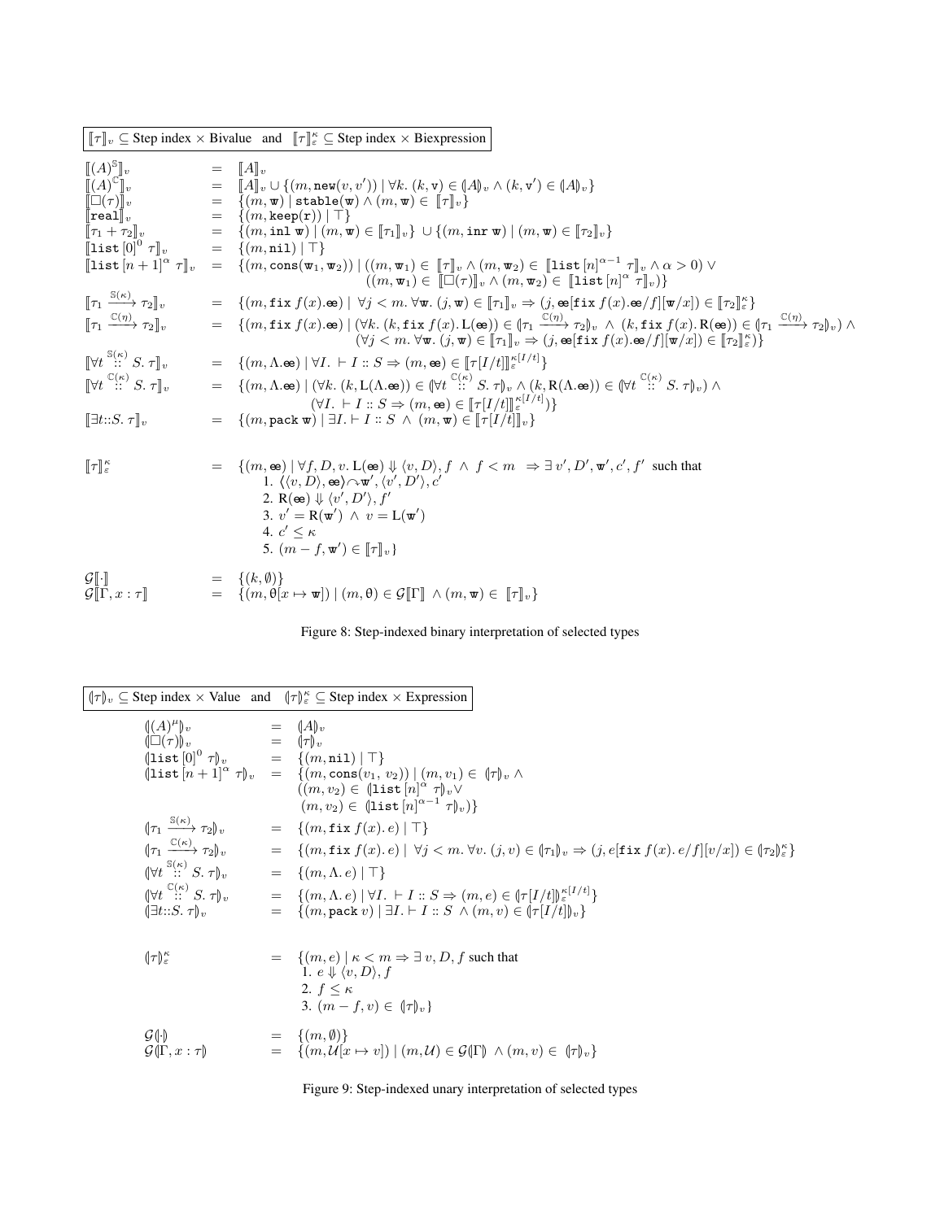$\llbracket \tau \rrbracket_v \subseteq$ Step index $\times$ Bivalue and $\llbracket \tau \rrbracket^{\kappa}_{\varepsilon} \subseteq$ Step index $\times$ Biexpression

$$
\begin{array}{lcl}
\llbracket (A)^{\mathbb{S}} \rrbracket_v & = & \llbracket A \rrbracket_v \\
\llbracket (A)^{\mathbb{C}} \rrbracket_v & = & \llbracket A \rrbracket_v \cup \{(m, \mathtt{new}(v, v')) \mid \forall k.\ (k, \mathtt{v}) \in (\!|A|\!)_v \wedge (k, \mathtt{v}') \in (\!|A|\!)_v\} \\
\llbracket \square(\tau) \rrbracket_v & = & \{(m, \mathtt{w}) \mid \mathtt{stable}(\mathtt{w}) \wedge (m, \mathtt{w}) \in \llbracket \tau \rrbracket_v\} \\
\llbracket \mathtt{real} \rrbracket_v & = & \{(m, \mathtt{keep}(\mathtt{r})) \mid \top\} \\
\llbracket \tau_1 + \tau_2 \rrbracket_v & = & \{(m, \mathtt{inl}\ \mathtt{w}) \mid (m, \mathtt{w}) \in \llbracket \tau_1 \rrbracket_v\} \cup \{(m, \mathtt{inr}\ \mathtt{w}) \mid (m, \mathtt{w}) \in \llbracket \tau_2 \rrbracket_v\} \\
\llbracket \mathtt{list}\,[0]^0\ \tau \rrbracket_v & = & \{(m, \mathtt{nil}) \mid \top\} \\
\llbracket \mathtt{list}\,[n+1]^{\alpha}\ \tau \rrbracket_v & = & \{(m, \mathtt{cons}(\mathtt{w}_1, \mathtt{w}_2)) \mid ((m, \mathtt{w}_1) \in \llbracket \tau \rrbracket_v \wedge (m, \mathtt{w}_2) \in \llbracket \mathtt{list}\,[n]^{\alpha-1}\ \tau \rrbracket_v \wedge \alpha > 0) \vee \\
 & & \qquad ((m, \mathtt{w}_1) \in \llbracket \square(\tau) \rrbracket_v \wedge (m, \mathtt{w}_2) \in \llbracket \mathtt{list}\,[n]^{\alpha}\ \tau \rrbracket_v)\} \\
\llbracket \tau_1 \xrightarrow{\mathbb{S}(\kappa)} \tau_2 \rrbracket_v & = & \{(m, \mathtt{fix}\ f(x).\mathtt{ee}) \mid \forall j < m.\ \forall \mathtt{w}.\ (j, \mathtt{w}) \in \llbracket \tau_1 \rrbracket_v \Rightarrow (j, \mathtt{ee}[\mathtt{fix}\ f(x).\mathtt{ee}/f][\mathtt{w}/x]) \in \llbracket \tau_2 \rrbracket^{\kappa}_{\varepsilon}\} \\
\llbracket \tau_1 \xrightarrow{\mathbb{C}(\eta)} \tau_2 \rrbracket_v & = & \{(m, \mathtt{fix}\ f(x).\mathtt{ee}) \mid (\forall k.\ (k, \mathtt{fix}\ f(x).\,\mathrm{L}(\mathtt{ee})) \in (\!|\tau_1 \xrightarrow{\mathbb{C}(\eta)} \tau_2|\!)_v \ \wedge\ (k, \mathtt{fix}\ f(x).\,\mathrm{R}(\mathtt{ee})) \in (\!|\tau_1 \xrightarrow{\mathbb{C}(\eta)} \tau_2|\!)_v) \wedge \\
 & & \qquad (\forall j < m.\ \forall \mathtt{w}.\ (j, \mathtt{w}) \in \llbracket \tau_1 \rrbracket_v \Rightarrow (j, \mathtt{ee}[\mathtt{fix}\ f(x).\mathtt{ee}/f][\mathtt{w}/x]) \in \llbracket \tau_2 \rrbracket^{\kappa}_{\varepsilon})\} \\
\llbracket \forall t \overset{\mathbb{S}(\kappa)}{::} S.\ \tau \rrbracket_v & = & \{(m, \Lambda.\mathtt{ee}) \mid \forall I.\ \vdash I :: S \Rightarrow (m, \mathtt{ee}) \in \llbracket \tau[I/t] \rrbracket^{\kappa[I/t]}_{\varepsilon}\} \\
\llbracket \forall t \overset{\mathbb{C}(\kappa)}{::} S.\ \tau \rrbracket_v & = & \{(m, \Lambda.\mathtt{ee}) \mid (\forall k.\ (k, \mathrm{L}(\Lambda.\mathtt{ee})) \in (\!|\forall t \overset{\mathbb{C}(\kappa)}{::} S.\ \tau|\!)_v \wedge (k, \mathrm{R}(\Lambda.\mathtt{ee})) \in (\!|\forall t \overset{\mathbb{C}(\kappa)}{::} S.\ \tau|\!)_v) \wedge \\
 & & \qquad (\forall I.\ \vdash I :: S \Rightarrow (m, \mathtt{ee}) \in \llbracket \tau[I/t] \rrbracket^{\kappa[I/t]}_{\varepsilon})\} \\
\llbracket \exists t{::}S.\ \tau \rrbracket_v & = & \{(m, \mathtt{pack}\ \mathtt{w}) \mid \exists I.\vdash I :: S\ \wedge\ (m, \mathtt{w}) \in \llbracket \tau[I/t] \rrbracket_v\}
\end{array}
$$

$$
\begin{array}{lcl}
\llbracket \tau \rrbracket^{\kappa}_{\varepsilon} & = & \{(m, \mathtt{ee}) \mid \forall f, D, v.\ \mathrm{L}(\mathtt{ee}) \Downarrow \langle v, D \rangle, f\ \wedge\ f < m\ \Rightarrow \exists\, v', D', \mathtt{w}', c', f' \text{ such that} \\
 & & \quad 1.\ \langle \langle v, D \rangle, \mathtt{ee} \rangle \curvearrowright \mathtt{w}', \langle v', D' \rangle, c' \\
 & & \quad 2.\ \mathrm{R}(\mathtt{ee}) \Downarrow \langle v', D' \rangle, f' \\
 & & \quad 3.\ v' = \mathrm{R}(\mathtt{w}')\ \wedge\ v = \mathrm{L}(\mathtt{w}') \\
 & & \quad 4.\ c' \leq \kappa \\
 & & \quad 5.\ (m - f, \mathtt{w}') \in \llbracket \tau \rrbracket_v\}
\end{array}
$$

$$
\begin{array}{lcl}
\mathcal{G}\llbracket \cdot \rrbracket & = & \{(k, \emptyset)\} \\
\mathcal{G}\llbracket \Gamma, x : \tau \rrbracket & = & \{(m, \theta[x \mapsto \mathtt{w}]) \mid (m, \theta) \in \mathcal{G}\llbracket \Gamma \rrbracket\ \wedge (m, \mathtt{w}) \in\ \llbracket \tau \rrbracket_v\}
\end{array}
$$

Figure 8: Step-indexed binary interpretation of selected types

$(\!|\tau|\!)_v \subseteq$ Step index $\times$ Value and $(\!|\tau|\!)^{\kappa}_{\varepsilon} \subseteq$ Step index $\times$ Expression

$$
\begin{array}{lcl}
(\!|(A)^{\mu}|\!)_v & = & (\!|A|\!)_v \\
(\!|\square(\tau)|\!)_v & = & (\!|\tau|\!)_v \\
(\!|\mathtt{list}\,[0]^0\ \tau|\!)_v & = & \{(m, \mathtt{nil}) \mid \top\} \\
(\!|\mathtt{list}\,[n+1]^{\alpha}\ \tau|\!)_v & = & \{(m, \mathtt{cons}(v_1,\ v_2)) \mid (m, v_1) \in\ (\!|\tau|\!)_v\ \wedge \\
 & & ((m, v_2) \in\ (\!|\mathtt{list}\,[n]^{\alpha}\ \tau|\!)_v \vee \\
 & & \ (m, v_2) \in\ (\!|\mathtt{list}\,[n]^{\alpha-1}\ \tau|\!)_v)\} \\
(\!|\tau_1 \xrightarrow{\mathbb{S}(\kappa)} \tau_2|\!)_v & = & \{(m, \mathtt{fix}\ f(x).\ e) \mid \top\} \\
(\!|\tau_1 \xrightarrow{\mathbb{C}(\kappa)} \tau_2|\!)_v & = & \{(m, \mathtt{fix}\ f(x).\ e) \mid\ \forall j < m.\ \forall v.\ (j, v) \in (\!|\tau_1|\!)_v \Rightarrow (j, e[\mathtt{fix}\ f(x).\ e/f][v/x]) \in (\!|\tau_2|\!)^{\kappa}_{\varepsilon}\} \\
(\!|\forall t \overset{\mathbb{S}(\kappa)}{::} S.\ \tau|\!)_v & = & \{(m, \Lambda.\ e) \mid \top\} \\
(\!|\forall t \overset{\mathbb{C}(\kappa)}{::} S.\ \tau|\!)_v & = & \{(m, \Lambda.\ e) \mid \forall I.\ \vdash I :: S \Rightarrow (m, e) \in (\!|\tau[I/t]|\!)^{\kappa[I/t]}_{\varepsilon}\} \\
(\!|\exists t{::}S.\ \tau|\!)_v & = & \{(m, \mathtt{pack}\ v) \mid \exists I.\vdash I :: S\ \wedge (m, v) \in (\!|\tau[I/t]|\!)_v\}
\end{array}
$$

$$
\begin{array}{lcl}
(\!|\tau|\!)^{\kappa}_{\varepsilon} & = & \{(m, e) \mid \kappa < m \Rightarrow \exists\, v, D, f \text{ such that} \\
 & & \quad 1.\ e \Downarrow \langle v, D \rangle, f \\
 & & \quad 2.\ f \leq \kappa \\
 & & \quad 3.\ (m - f, v) \in\ (\!|\tau|\!)_v\}
\end{array}
$$

$$
\begin{array}{lcl}
\mathcal{G}(\!|\cdot|\!) & = & \{(m, \emptyset)\} \\
\mathcal{G}(\!|\Gamma, x : \tau|\!) & = & \{(m, \mathcal{U}[x \mapsto v]) \mid (m, \mathcal{U}) \in \mathcal{G}(\!|\Gamma|\!)\ \wedge (m, v) \in\ (\!|\tau|\!)_v\}
\end{array}
$$

Figure 9: Step-indexed unary interpretation of selected types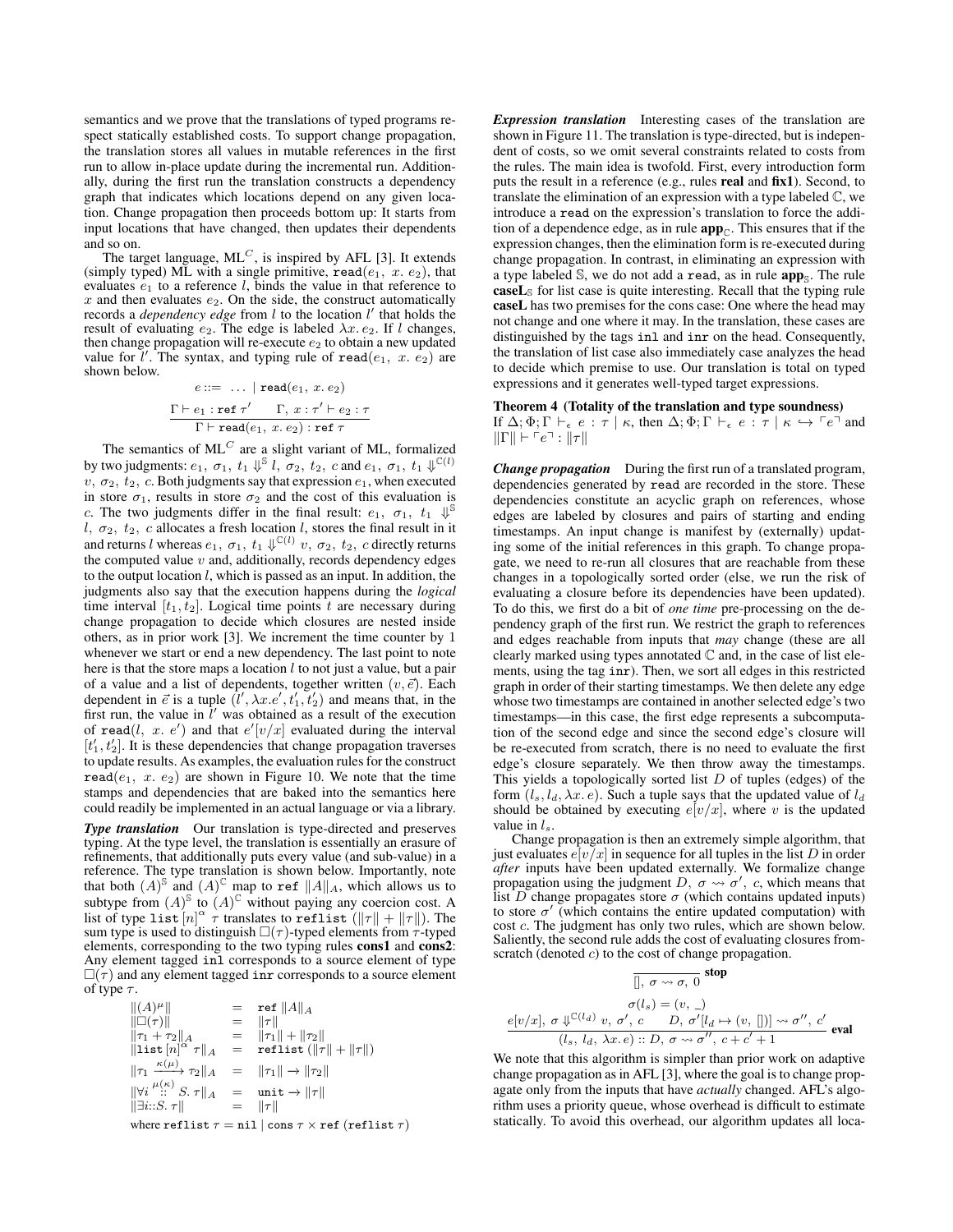semantics and we prove that the translations of typed programs respect statically established costs. To support change propagation, the translation stores all values in mutable references in the first run to allow in-place update during the incremental run. Additionally, during the first run the translation constructs a dependency graph that indicates which locations depend on any given location. Change propagation then proceeds bottom up: It starts from input locations that have changed, then updates their dependents and so on.

The target language, $\mathrm{ML}^C$, is inspired by AFL [3]. It extends (simply typed) ML with a single primitive, $\mathtt{read}(e_1,\ x.\ e_2)$, that evaluates $e_1$ to a reference $l$, binds the value in that reference to $x$ and then evaluates $e_2$. On the side, the construct automatically records a *dependency edge* from $l$ to the location $l'$ that holds the result of evaluating $e_2$. The edge is labeled $\lambda x.\ e_2$. If $l$ changes, then change propagation will re-execute $e_2$ to obtain a new updated value for $l'$. The syntax, and typing rule of $\mathtt{read}(e_1,\ x.\ e_2)$ are shown below.

$$e ::= \ \dots\ \mid \mathtt{read}(e_1,\ x.\ e_2)$$

$$\frac{\Gamma \vdash e_1 : \mathtt{ref}\ \tau' \qquad \Gamma,\ x : \tau' \vdash e_2 : \tau}{\Gamma \vdash \mathtt{read}(e_1,\ x.\ e_2) : \mathtt{ref}\ \tau}$$

The semantics of $\mathrm{ML}^C$ are a slight variant of ML, formalized by two judgments: $e_1,\ \sigma_1,\ t_1 \Downarrow^{\mathbb{S}} l,\ \sigma_2,\ t_2,\ c$ and $e_1,\ \sigma_1,\ t_1 \Downarrow^{\mathbb{C}(l)} v,\ \sigma_2,\ t_2,\ c$. Both judgments say that expression $e_1$, when executed in store $\sigma_1$, results in store $\sigma_2$ and the cost of this evaluation is $c$. The two judgments differ in the final result: $e_1,\ \sigma_1,\ t_1 \Downarrow^{\mathbb{S}} l,\ \sigma_2,\ t_2,\ c$ allocates a fresh location $l$, stores the final result in it and returns $l$ whereas $e_1,\ \sigma_1,\ t_1 \Downarrow^{\mathbb{C}(l)} v,\ \sigma_2,\ t_2,\ c$ directly returns the computed value $v$ and, additionally, records dependency edges to the output location $l$, which is passed as an input. In addition, the judgments also say that the execution happens during the *logical* time interval $[t_1, t_2]$. Logical time points $t$ are necessary during change propagation to decide which closures are nested inside others, as in prior work [3]. We increment the time counter by 1 whenever we start or end a new dependency. The last point to note here is that the store maps a location $l$ to not just a value, but a pair of a value and a list of dependents, together written $(v, \vec{e})$. Each dependent in $\vec{e}$ is a tuple $(l', \lambda x.e', t_1', t_2')$ and means that, in the first run, the value in $l'$ was obtained as a result of the execution of $\mathtt{read}(l,\ x.\ e')$ and that $e'[v/x]$ evaluated during the interval $[t_1', t_2']$. It is these dependencies that change propagation traverses to update results. As examples, the evaluation rules for the construct $\mathtt{read}(e_1,\ x.\ e_2)$ are shown in Figure 10. We note that the time stamps and dependencies that are baked into the semantics here could readily be implemented in an actual language or via a library.

***Type translation*** Our translation is type-directed and preserves typing. At the type level, the translation is essentially an erasure of refinements, that additionally puts every value (and sub-value) in a reference. The type translation is shown below. Importantly, note that both $(A)^{\mathbb{S}}$ and $(A)^{\mathbb{C}}$ map to $\mathtt{ref}\ \|A\|_A$, which allows us to subtype from $(A)^{\mathbb{S}}$ to $(A)^{\mathbb{C}}$ without paying any coercion cost. A list of type $\mathtt{list}\,[n]^{\alpha}\ \tau$ translates to $\mathtt{reflist}\ (\|\tau\| + \|\tau\|)$. The sum type is used to distinguish $\square(\tau)$-typed elements from $\tau$-typed elements, corresponding to the two typing rules **cons1** and **cons2**: Any element tagged `inl` corresponds to a source element of type $\square(\tau)$ and any element tagged `inr` corresponds to a source element of type $\tau$.

$$
\begin{array}{lcl}
\|(A)^{\mu}\| & = & \mathtt{ref}\ \|A\|_A \\
\|\square(\tau)\| & = & \|\tau\| \\
\|\tau_1 + \tau_2\|_A & = & \|\tau_1\| + \|\tau_2\| \\
\|\mathtt{list}\,[n]^{\alpha}\ \tau\|_A & = & \mathtt{reflist}\ (\|\tau\| + \|\tau\|) \\
\|\tau_1 \xrightarrow{\kappa(\mu)} \tau_2\|_A & = & \|\tau_1\| \rightarrow \|\tau_2\| \\
\|\forall i \overset{\mu(\kappa)}{::} S.\ \tau\|_A & = & \mathtt{unit} \rightarrow \|\tau\| \\
\|\exists i{::}S.\ \tau\| & = & \|\tau\|
\end{array}
$$

where $\mathtt{reflist}\ \tau = \mathtt{nil} \mid \mathtt{cons}\ \tau \times \mathtt{ref}\ (\mathtt{reflist}\ \tau)$

***Expression translation*** Interesting cases of the translation are shown in Figure 11. The translation is type-directed, but is independent of costs, so we omit several constraints related to costs from the rules. The main idea is twofold. First, every introduction form puts the result in a reference (e.g., rules **real** and **fix1**). Second, to translate the elimination of an expression with a type labeled $\mathbb{C}$, we introduce a `read` on the expression's translation to force the addition of a dependence edge, as in rule $\mathbf{app}_{\mathbb{C}}$. This ensures that if the expression changes, then the elimination form is re-executed during change propagation. In contrast, in eliminating an expression with a type labeled $\mathbb{S}$, we do not add a `read`, as in rule $\mathbf{app}_{\mathbb{S}}$. The rule $\mathbf{caseL}_{\mathbb{S}}$ for list case is quite interesting. Recall that the typing rule **caseL** has two premises for the cons case: One where the head may not change and one where it may. In the translation, these cases are distinguished by the tags `inl` and `inr` on the head. Consequently, the translation of list case also immediately case analyzes the head to decide which premise to use. Our translation is total on typed expressions and it generates well-typed target expressions.

**Theorem 4 (Totality of the translation and type soundness)** If $\Delta; \Phi; \Gamma \vdash_{\epsilon} e : \tau \mid \kappa$, then $\Delta; \Phi; \Gamma \vdash_{\epsilon} e : \tau \mid \kappa \hookrightarrow \ulcorner e \urcorner$ and $\|\Gamma\| \vdash \ulcorner e \urcorner : \|\tau\|$

***Change propagation*** During the first run of a translated program, dependencies generated by `read` are recorded in the store. These dependencies constitute an acyclic graph on references, whose edges are labeled by closures and pairs of starting and ending timestamps. An input change is manifest by (externally) updating some of the initial references in this graph. To change propagate, we need to re-run all closures that are reachable from these changes in a topologically sorted order (else, we run the risk of evaluating a closure before its dependencies have been updated). To do this, we first do a bit of *one time* pre-processing on the dependency graph of the first run. We restrict the graph to references and edges reachable from inputs that *may* change (these are all clearly marked using types annotated $\mathbb{C}$ and, in the case of list elements, using the tag `inr`). Then, we sort all edges in this restricted graph in order of their starting timestamps. We then delete any edge whose two timestamps are contained in another selected edge's two timestamps—in this case, the first edge represents a subcomputation of the second edge and since the second edge's closure will be re-executed from scratch, there is no need to evaluate the first edge's closure separately. We then throw away the timestamps. This yields a topologically sorted list $D$ of tuples (edges) of the form $(l_s, l_d, \lambda x.\, e)$. Such a tuple says that the updated value of $l_d$ should be obtained by executing $e[v/x]$, where $v$ is the updated value in $l_s$.

Change propagation is then an extremely simple algorithm, that just evaluates $e[v/x]$ in sequence for all tuples in the list $D$ in order *after* inputs have been updated externally. We formalize change propagation using the judgment $D,\ \sigma \rightsquigarrow \sigma',\ c$, which means that list $D$ change propagates store $\sigma$ (which contains updated inputs) to store $\sigma'$ (which contains the entire updated computation) with cost $c$. The judgment has only two rules, which are shown below. Saliently, the second rule adds the cost of evaluating closures from-scratch (denoted $c$) to the cost of change propagation.

$$\frac{}{[],\ \sigma \rightsquigarrow \sigma,\ 0}\ \mathbf{stop}$$

$$\frac{\sigma(l_s) = (v,\ \_) \qquad e[v/x],\ \sigma \Downarrow^{\mathbb{C}(l_d)} v,\ \sigma',\ c \qquad D,\ \sigma'[l_d \mapsto (v,\ [])] \rightsquigarrow \sigma'',\ c'}{(l_s,\ l_d,\ \lambda x.\, e) :: D,\ \sigma \rightsquigarrow \sigma'',\ c + c' + 1}\ \mathbf{eval}$$

We note that this algorithm is simpler than prior work on adaptive change propagation as in AFL [3], where the goal is to change propagate only from the inputs that have *actually* changed. AFL's algorithm uses a priority queue, whose overhead is difficult to estimate statically. To avoid this overhead, our algorithm updates all loca-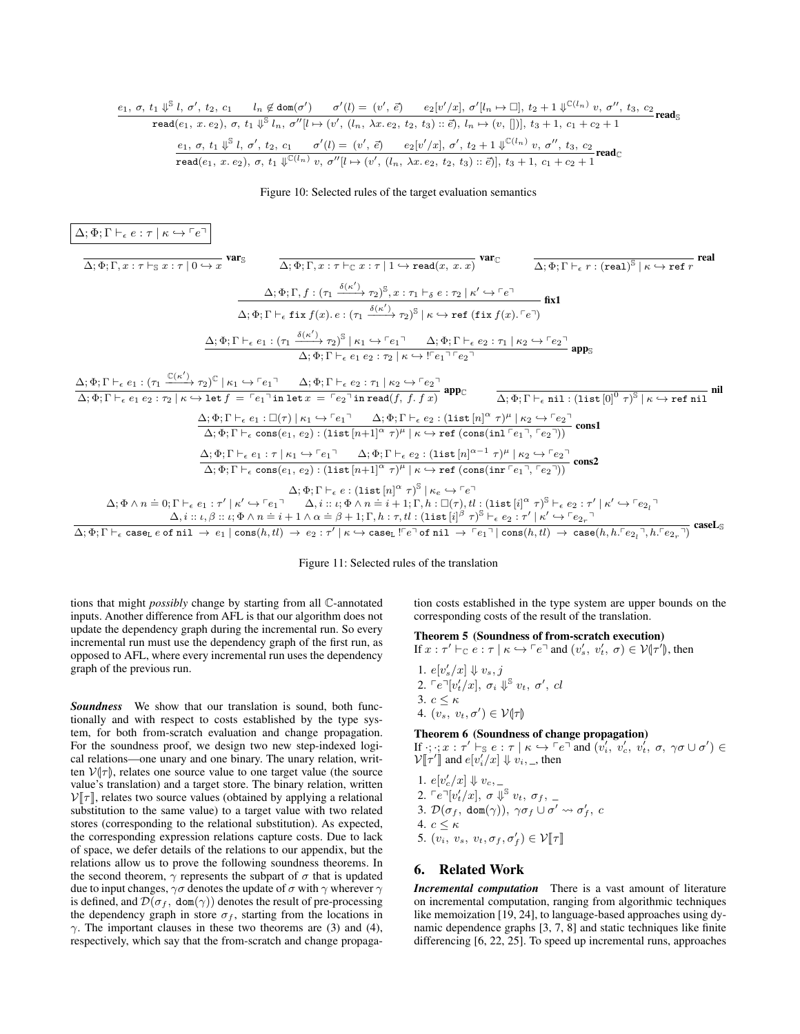$$\frac{e_1,\ \sigma,\ t_1 \Downarrow^{\mathbb{S}} l,\ \sigma',\ t_2,\ c_1 \qquad l_n \notin \mathtt{dom}(\sigma') \qquad \sigma'(l) = (v',\ \vec{e}) \qquad e_2[v'/x],\ \sigma'[l_n \mapsto \square],\ t_2+1 \Downarrow^{\mathbb{C}(l_n)} v,\ \sigma'',\ t_3,\ c_2}{\mathtt{read}(e_1,\ x.\ e_2),\ \sigma,\ t_1 \Downarrow^{\mathbb{S}} l_n,\ \sigma''[l \mapsto (v',\ (l_n,\ \lambda x.\ e_2,\ t_2,\ t_3) :: \vec{e}),\ l_n \mapsto (v,\ [])],\ t_3+1,\ c_1+c_2+1}\ \textbf{read}_{\mathbb{S}}$$

$$\frac{e_1,\ \sigma,\ t_1 \Downarrow^{\mathbb{S}} l,\ \sigma',\ t_2,\ c_1 \qquad \sigma'(l) = (v',\ \vec{e}) \qquad e_2[v'/x],\ \sigma',\ t_2+1 \Downarrow^{\mathbb{C}(l_n)} v,\ \sigma'',\ t_3,\ c_2}{\mathtt{read}(e_1,\ x.\ e_2),\ \sigma,\ t_1 \Downarrow^{\mathbb{C}(l_n)} v,\ \sigma''[l \mapsto (v',\ (l_n,\ \lambda x.\ e_2,\ t_2,\ t_3) :: \vec{e})],\ t_3+1,\ c_1+c_2+1}\ \textbf{read}_{\mathbb{C}}$$

Figure 10: Selected rules of the target evaluation semantics

$$\boxed{\Delta; \Phi; \Gamma \vdash_\epsilon e : \tau \mid \kappa \hookrightarrow \ulcorner e \urcorner}$$

$$\frac{}{\Delta; \Phi; \Gamma, x : \tau \vdash_{\mathbb{S}} x : \tau \mid 0 \hookrightarrow x}\ \textbf{var}_{\mathbb{S}} \qquad \frac{}{\Delta; \Phi; \Gamma, x : \tau \vdash_{\mathbb{C}} x : \tau \mid 1 \hookrightarrow \mathtt{read}(x,\ x.\ x)}\ \textbf{var}_{\mathbb{C}} \qquad \frac{}{\Delta; \Phi; \Gamma \vdash_\epsilon r : (\mathtt{real})^{\mathbb{S}} \mid \kappa \hookrightarrow \mathtt{ref}\ r}\ \textbf{real}$$

$$\frac{\Delta; \Phi; \Gamma, f : (\tau_1 \xrightarrow{\delta(\kappa')} \tau_2)^{\mathbb{S}}, x : \tau_1 \vdash_\delta e : \tau_2 \mid \kappa' \hookrightarrow \ulcorner e \urcorner}{\Delta; \Phi; \Gamma \vdash_\epsilon \mathtt{fix}\ f(x).\ e : (\tau_1 \xrightarrow{\delta(\kappa')} \tau_2)^{\mathbb{S}} \mid \kappa \hookrightarrow \mathtt{ref}\ (\mathtt{fix}\ f(x).\ulcorner e \urcorner)}\ \textbf{fix1}$$

$$\frac{\Delta; \Phi; \Gamma \vdash_\epsilon e_1 : (\tau_1 \xrightarrow{\delta(\kappa')} \tau_2)^{\mathbb{S}} \mid \kappa_1 \hookrightarrow \ulcorner e_1 \urcorner \qquad \Delta; \Phi; \Gamma \vdash_\epsilon e_2 : \tau_1 \mid \kappa_2 \hookrightarrow \ulcorner e_2 \urcorner}{\Delta; \Phi; \Gamma \vdash_\epsilon e_1\ e_2 : \tau_2 \mid \kappa \hookrightarrow !\ulcorner e_1 \urcorner \ulcorner e_2 \urcorner}\ \textbf{app}_{\mathbb{S}}$$

$$\frac{\Delta; \Phi; \Gamma \vdash_\epsilon e_1 : (\tau_1 \xrightarrow{\mathbb{C}(\kappa')} \tau_2)^{\mathbb{C}} \mid \kappa_1 \hookrightarrow \ulcorner e_1 \urcorner \qquad \Delta; \Phi; \Gamma \vdash_\epsilon e_2 : \tau_1 \mid \kappa_2 \hookrightarrow \ulcorner e_2 \urcorner}{\Delta; \Phi; \Gamma \vdash_\epsilon e_1\ e_2 : \tau_2 \mid \kappa \hookrightarrow \mathtt{let}\ f = \ulcorner e_1 \urcorner \mathtt{in}\ \mathtt{let}\ x = \ulcorner e_2 \urcorner \mathtt{in}\ \mathtt{read}(f,\ f.\ f\ x)}\ \textbf{app}_{\mathbb{C}} \qquad \frac{}{\Delta; \Phi; \Gamma \vdash_\epsilon \mathtt{nil} : (\mathtt{list}\,[0]^0\ \tau)^{\mathbb{S}} \mid \kappa \hookrightarrow \mathtt{ref}\ \mathtt{nil}}\ \textbf{nil}$$

$$\frac{\Delta; \Phi; \Gamma \vdash_\epsilon e_1 : \square(\tau) \mid \kappa_1 \hookrightarrow \ulcorner e_1 \urcorner \qquad \Delta; \Phi; \Gamma \vdash_\epsilon e_2 : (\mathtt{list}\,[n]^\alpha\ \tau)^\mu \mid \kappa_2 \hookrightarrow \ulcorner e_2 \urcorner}{\Delta; \Phi; \Gamma \vdash_\epsilon \mathtt{cons}(e_1,\ e_2) : (\mathtt{list}\,[n{+}1]^\alpha\ \tau)^\mu \mid \kappa \hookrightarrow \mathtt{ref}\ (\mathtt{cons}(\mathtt{inl}\ulcorner e_1 \urcorner,\ \ulcorner e_2 \urcorner))}\ \textbf{cons1}$$

$$\frac{\Delta; \Phi; \Gamma \vdash_\epsilon e_1 : \tau \mid \kappa_1 \hookrightarrow \ulcorner e_1 \urcorner \qquad \Delta; \Phi; \Gamma \vdash_\epsilon e_2 : (\mathtt{list}\,[n]^{\alpha-1}\ \tau)^\mu \mid \kappa_2 \hookrightarrow \ulcorner e_2 \urcorner}{\Delta; \Phi; \Gamma \vdash_\epsilon \mathtt{cons}(e_1,\ e_2) : (\mathtt{list}\,[n{+}1]^\alpha\ \tau)^\mu \mid \kappa \hookrightarrow \mathtt{ref}\ (\mathtt{cons}(\mathtt{inr}\ulcorner e_1 \urcorner,\ \ulcorner e_2 \urcorner))}\ \textbf{cons2}$$

$$\frac{\begin{array}{c}\Delta; \Phi; \Gamma \vdash_\epsilon e : (\mathtt{list}\,[n]^\alpha\ \tau)^{\mathbb{S}} \mid \kappa_e \hookrightarrow \ulcorner e \urcorner \\ \Delta; \Phi \wedge n \doteq 0; \Gamma \vdash_\epsilon e_1 : \tau' \mid \kappa' \hookrightarrow \ulcorner e_1 \urcorner \qquad \Delta, i :: \iota; \Phi \wedge n \doteq i+1; \Gamma, h : \square(\tau), tl : (\mathtt{list}\,[i]^\alpha\ \tau)^{\mathbb{S}} \vdash_\epsilon e_2 : \tau' \mid \kappa' \hookrightarrow \ulcorner e_{2_l} \urcorner \\ \Delta, i :: \iota, \beta :: \iota; \Phi \wedge n \doteq i+1 \wedge \alpha \doteq \beta+1; \Gamma, h : \tau, tl : (\mathtt{list}\,[i]^\beta\ \tau)^{\mathbb{S}} \vdash_\epsilon e_2 : \tau' \mid \kappa' \hookrightarrow \ulcorner e_{2_r} \urcorner\end{array}}{\Delta; \Phi; \Gamma \vdash_\epsilon \mathtt{case_L}\ e\ \mathtt{of}\ \mathtt{nil}\ \rightarrow\ e_1 \mid \mathtt{cons}(h, tl)\ \rightarrow\ e_2 : \tau' \mid \kappa \hookrightarrow \mathtt{case_L}\ !\ulcorner e \urcorner\ \mathtt{of}\ \mathtt{nil}\ \rightarrow\ \ulcorner e_1 \urcorner \mid \mathtt{cons}(h, tl)\ \rightarrow\ \mathtt{case}(h, h.\ulcorner e_{2_l} \urcorner, h.\ulcorner e_{2_r} \urcorner)}\ \textbf{caseL}_{\mathbb{S}}$$

Figure 11: Selected rules of the translation

tions that might *possibly* change by starting from all $\mathbb{C}$-annotated inputs. Another difference from AFL is that our algorithm does not update the dependency graph during the incremental run. So every incremental run must use the dependency graph of the first run, as opposed to AFL, where every incremental run uses the dependency graph of the previous run.

***Soundness*** We show that our translation is sound, both functionally and with respect to costs established by the type system, for both from-scratch evaluation and change propagation. For the soundness proof, we design two new step-indexed logical relations—one unary and one binary. The unary relation, written $\mathcal{V}(\!|\tau|\!)$, relates one source value to one target value (the source value's translation) and a target store. The binary relation, written $\mathcal{V}[\![\tau]\!]$, relates two source values (obtained by applying a relational substitution to the same value) to a target value with two related stores (corresponding to the relational substitution). As expected, the corresponding expression relations capture costs. Due to lack of space, we defer details of the relations to our appendix, but the relations allow us to prove the following soundness theorems. In the second theorem, $\gamma$ represents the subpart of $\sigma$ that is updated due to input changes, $\gamma\sigma$ denotes the update of $\sigma$ with $\gamma$ wherever $\gamma$ is defined, and $\mathcal{D}(\sigma_f,\ \mathtt{dom}(\gamma))$ denotes the result of pre-processing the dependency graph in store $\sigma_f$, starting from the locations in $\gamma$. The important clauses in these two theorems are (3) and (4), respectively, which say that the from-scratch and change propagation costs established in the type system are upper bounds on the corresponding costs of the result of the translation.

**Theorem 5 (Soundness of from-scratch execution)**
If $x : \tau' \vdash_{\mathbb{C}} e : \tau \mid \kappa \hookrightarrow \ulcorner e \urcorner$ and $(v_s',\ v_t',\ \sigma) \in \mathcal{V}(\!|\tau'|\!)$, then

1. $e[v_s'/x] \Downarrow v_s, j$
2. $\ulcorner e \urcorner[v_t'/x],\ \sigma_i \Downarrow^{\mathbb{S}} v_t,\ \sigma',\ cl$
3. $c \leq \kappa$
4. $(v_s,\ v_t, \sigma') \in \mathcal{V}(\!|\tau|\!)$

**Theorem 6 (Soundness of change propagation)**
If $\cdot; \cdot; x : \tau' \vdash_{\mathbb{S}} e : \tau \mid \kappa \hookrightarrow \ulcorner e \urcorner$ and $(v_i',\ v_c',\ v_t',\ \sigma,\ \gamma\sigma \cup \sigma') \in \mathcal{V}[\![\tau']\!]$ and $e[v_i'/x] \Downarrow v_i, \_$, then

1. $e[v_c'/x] \Downarrow v_c, \_$
2. $\ulcorner e \urcorner[v_t'/x],\ \sigma \Downarrow^{\mathbb{S}} v_t,\ \sigma_f,\ \_$
3. $\mathcal{D}(\sigma_f,\ \mathtt{dom}(\gamma)),\ \gamma\sigma_f \cup \sigma' \rightsquigarrow \sigma_f',\ c$
4. $c \leq \kappa$
5. $(v_i,\ v_s,\ v_t, \sigma_f, \sigma_f') \in \mathcal{V}[\![\tau]\!]$

## 6. Related Work

***Incremental computation*** There is a vast amount of literature on incremental computation, ranging from algorithmic techniques like memoization [19, 24], to language-based approaches using dynamic dependence graphs [3, 7, 8] and static techniques like finite differencing [6, 22, 25]. To speed up incremental runs, approaches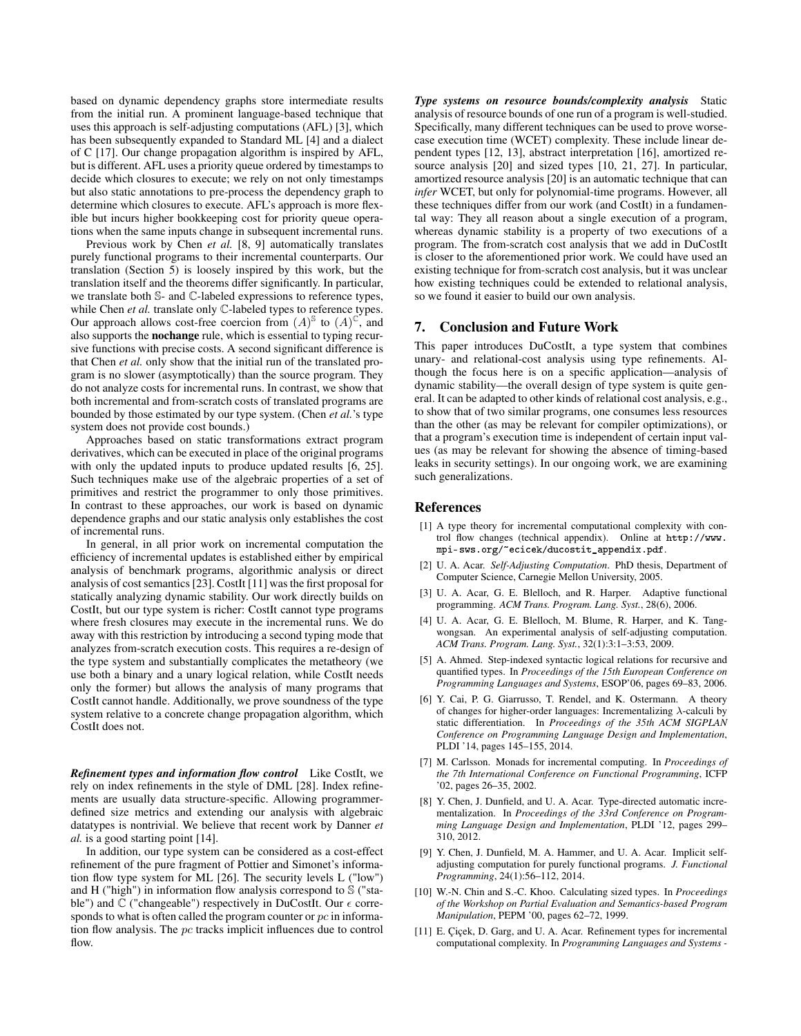based on dynamic dependency graphs store intermediate results from the initial run. A prominent language-based technique that uses this approach is self-adjusting computations (AFL) [3], which has been subsequently expanded to Standard ML [4] and a dialect of C [17]. Our change propagation algorithm is inspired by AFL, but is different. AFL uses a priority queue ordered by timestamps to decide which closures to execute; we rely on not only timestamps but also static annotations to pre-process the dependency graph to determine which closures to execute. AFL's approach is more flexible but incurs higher bookkeeping cost for priority queue operations when the same inputs change in subsequent incremental runs.

Previous work by Chen *et al.* [8, 9] automatically translates purely functional programs to their incremental counterparts. Our translation (Section 5) is loosely inspired by this work, but the translation itself and the theorems differ significantly. In particular, we translate both $\mathbb{S}$- and $\mathbb{C}$-labeled expressions to reference types, while Chen *et al.* translate only $\mathbb{C}$-labeled types to reference types. Our approach allows cost-free coercion from $(A)^{\mathbb{S}}$ to $(A)^{\mathbb{C}}$, and also supports the **nochange** rule, which is essential to typing recursive functions with precise costs. A second significant difference is that Chen *et al.* only show that the initial run of the translated program is no slower (asymptotically) than the source program. They do not analyze costs for incremental runs. In contrast, we show that both incremental and from-scratch costs of translated programs are bounded by those estimated by our type system. (Chen *et al.*'s type system does not provide cost bounds.)

Approaches based on static transformations extract program derivatives, which can be executed in place of the original programs with only the updated inputs to produce updated results [6, 25]. Such techniques make use of the algebraic properties of a set of primitives and restrict the programmer to only those primitives. In contrast to these approaches, our work is based on dynamic dependence graphs and our static analysis only establishes the cost of incremental runs.

In general, in all prior work on incremental computation the efficiency of incremental updates is established either by empirical analysis of benchmark programs, algorithmic analysis or direct analysis of cost semantics [23]. CostIt [11] was the first proposal for statically analyzing dynamic stability. Our work directly builds on CostIt, but our type system is richer: CostIt cannot type programs where fresh closures may execute in the incremental runs. We do away with this restriction by introducing a second typing mode that analyzes from-scratch execution costs. This requires a re-design of the type system and substantially complicates the metatheory (we use both a binary and a unary logical relation, while CostIt needs only the former) but allows the analysis of many programs that CostIt cannot handle. Additionally, we prove soundness of the type system relative to a concrete change propagation algorithm, which CostIt does not.

***Refinement types and information flow control*** Like CostIt, we rely on index refinements in the style of DML [28]. Index refinements are usually data structure-specific. Allowing programmer-defined size metrics and extending our analysis with algebraic datatypes is nontrivial. We believe that recent work by Danner *et al.* is a good starting point [14].

In addition, our type system can be considered as a cost-effect refinement of the pure fragment of Pottier and Simonet's information flow type system for ML [26]. The security levels L ("low") and H ("high") in information flow analysis correspond to $\mathbb{S}$ ("stable") and $\mathbb{C}$ ("changeable") respectively in DuCostIt. Our $\epsilon$ corresponds to what is often called the program counter or $pc$ in information flow analysis. The $pc$ tracks implicit influences due to control flow.

***Type systems on resource bounds/complexity analysis*** Static analysis of resource bounds of one run of a program is well-studied. Specifically, many different techniques can be used to prove worse-case execution time (WCET) complexity. These include linear dependent types [12, 13], abstract interpretation [16], amortized resource analysis [20] and sized types [10, 21, 27]. In particular, amortized resource analysis [20] is an automatic technique that can *infer* WCET, but only for polynomial-time programs. However, all these techniques differ from our work (and CostIt) in a fundamental way: They all reason about a single execution of a program, whereas dynamic stability is a property of two executions of a program. The from-scratch cost analysis that we add in DuCostIt is closer to the aforementioned prior work. We could have used an existing technique for from-scratch cost analysis, but it was unclear how existing techniques could be extended to relational analysis, so we found it easier to build our own analysis.

## 7. Conclusion and Future Work

This paper introduces DuCostIt, a type system that combines unary- and relational-cost analysis using type refinements. Although the focus here is on a specific application—analysis of dynamic stability—the overall design of type system is quite general. It can be adapted to other kinds of relational cost analysis, e.g., to show that of two similar programs, one consumes less resources than the other (as may be relevant for compiler optimizations), or that a program's execution time is independent of certain input values (as may be relevant for showing the absence of timing-based leaks in security settings). In our ongoing work, we are examining such generalizations.

## References

[1] A type theory for incremental computational complexity with control flow changes (technical appendix). Online at `http://www.mpi-sws.org/~ecicek/ducostit_appendix.pdf`.

[2] U. A. Acar. *Self-Adjusting Computation*. PhD thesis, Department of Computer Science, Carnegie Mellon University, 2005.

[3] U. A. Acar, G. E. Blelloch, and R. Harper. Adaptive functional programming. *ACM Trans. Program. Lang. Syst.*, 28(6), 2006.

[4] U. A. Acar, G. E. Blelloch, M. Blume, R. Harper, and K. Tangwongsan. An experimental analysis of self-adjusting computation. *ACM Trans. Program. Lang. Syst.*, 32(1):3:1–3:53, 2009.

[5] A. Ahmed. Step-indexed syntactic logical relations for recursive and quantified types. In *Proceedings of the 15th European Conference on Programming Languages and Systems*, ESOP'06, pages 69–83, 2006.

[6] Y. Cai, P. G. Giarrusso, T. Rendel, and K. Ostermann. A theory of changes for higher-order languages: Incrementalizing $\lambda$-calculi by static differentiation. In *Proceedings of the 35th ACM SIGPLAN Conference on Programming Language Design and Implementation*, PLDI '14, pages 145–155, 2014.

[7] M. Carlsson. Monads for incremental computing. In *Proceedings of the 7th International Conference on Functional Programming*, ICFP '02, pages 26–35, 2002.

[8] Y. Chen, J. Dunfield, and U. A. Acar. Type-directed automatic incrementalization. In *Proceedings of the 33rd Conference on Programming Language Design and Implementation*, PLDI '12, pages 299–310, 2012.

[9] Y. Chen, J. Dunfield, M. A. Hammer, and U. A. Acar. Implicit self-adjusting computation for purely functional programs. *J. Functional Programming*, 24(1):56–112, 2014.

[10] W.-N. Chin and S.-C. Khoo. Calculating sized types. In *Proceedings of the Workshop on Partial Evaluation and Semantics-based Program Manipulation*, PEPM '00, pages 62–72, 1999.

[11] E. Çiçek, D. Garg, and U. A. Acar. Refinement types for incremental computational complexity. In *Programming Languages and Systems -*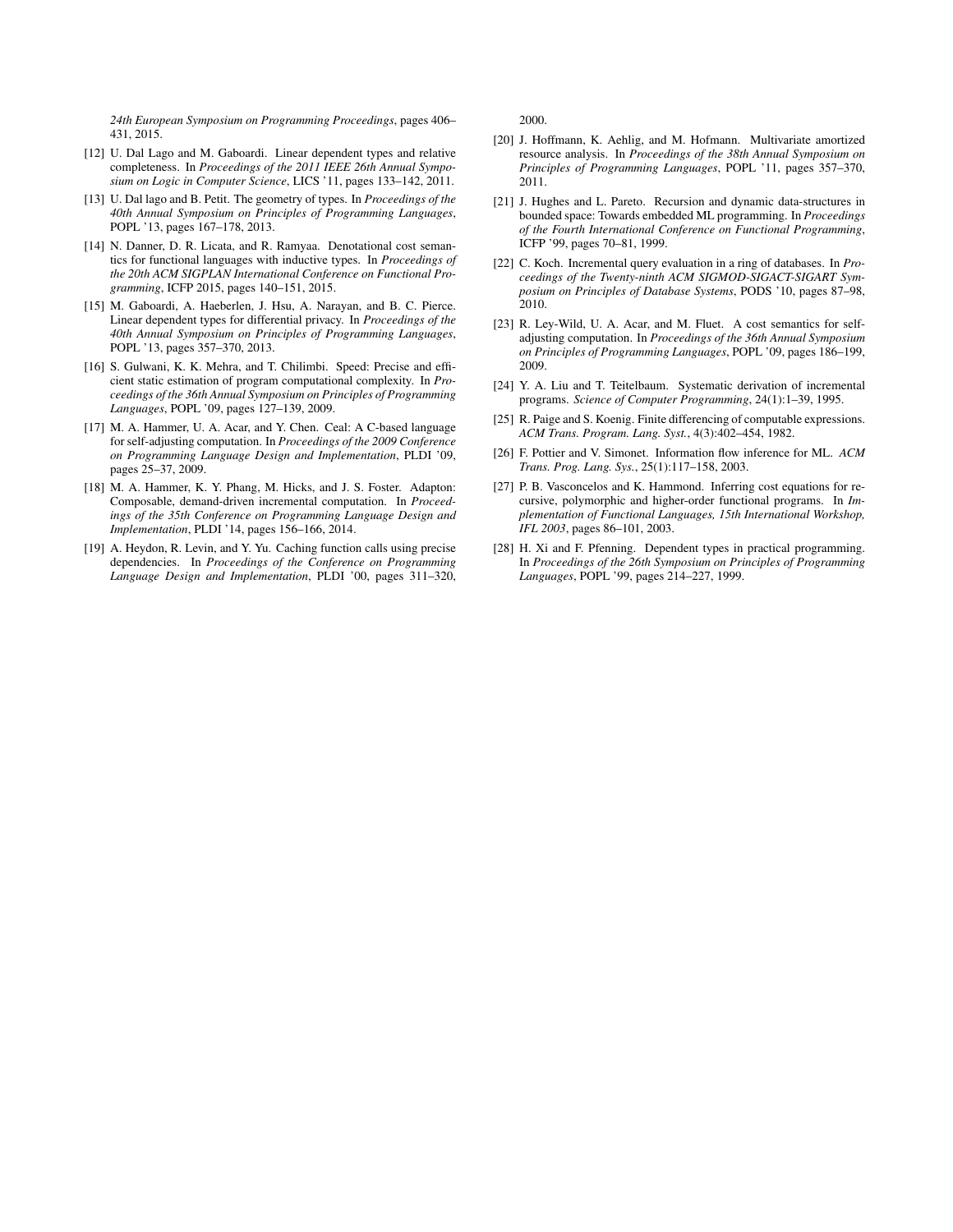*24th European Symposium on Programming Proceedings*, pages 406–431, 2015.

[12] U. Dal Lago and M. Gaboardi. Linear dependent types and relative completeness. In *Proceedings of the 2011 IEEE 26th Annual Symposium on Logic in Computer Science*, LICS '11, pages 133–142, 2011.

[13] U. Dal lago and B. Petit. The geometry of types. In *Proceedings of the 40th Annual Symposium on Principles of Programming Languages*, POPL '13, pages 167–178, 2013.

[14] N. Danner, D. R. Licata, and R. Ramyaa. Denotational cost semantics for functional languages with inductive types. In *Proceedings of the 20th ACM SIGPLAN International Conference on Functional Programming*, ICFP 2015, pages 140–151, 2015.

[15] M. Gaboardi, A. Haeberlen, J. Hsu, A. Narayan, and B. C. Pierce. Linear dependent types for differential privacy. In *Proceedings of the 40th Annual Symposium on Principles of Programming Languages*, POPL '13, pages 357–370, 2013.

[16] S. Gulwani, K. K. Mehra, and T. Chilimbi. Speed: Precise and efficient static estimation of program computational complexity. In *Proceedings of the 36th Annual Symposium on Principles of Programming Languages*, POPL '09, pages 127–139, 2009.

[17] M. A. Hammer, U. A. Acar, and Y. Chen. Ceal: A C-based language for self-adjusting computation. In *Proceedings of the 2009 Conference on Programming Language Design and Implementation*, PLDI '09, pages 25–37, 2009.

[18] M. A. Hammer, K. Y. Phang, M. Hicks, and J. S. Foster. Adapton: Composable, demand-driven incremental computation. In *Proceedings of the 35th Conference on Programming Language Design and Implementation*, PLDI '14, pages 156–166, 2014.

[19] A. Heydon, R. Levin, and Y. Yu. Caching function calls using precise dependencies. In *Proceedings of the Conference on Programming Language Design and Implementation*, PLDI '00, pages 311–320, 2000.

[20] J. Hoffmann, K. Aehlig, and M. Hofmann. Multivariate amortized resource analysis. In *Proceedings of the 38th Annual Symposium on Principles of Programming Languages*, POPL '11, pages 357–370, 2011.

[21] J. Hughes and L. Pareto. Recursion and dynamic data-structures in bounded space: Towards embedded ML programming. In *Proceedings of the Fourth International Conference on Functional Programming*, ICFP '99, pages 70–81, 1999.

[22] C. Koch. Incremental query evaluation in a ring of databases. In *Proceedings of the Twenty-ninth ACM SIGMOD-SIGACT-SIGART Symposium on Principles of Database Systems*, PODS '10, pages 87–98, 2010.

[23] R. Ley-Wild, U. A. Acar, and M. Fluet. A cost semantics for self-adjusting computation. In *Proceedings of the 36th Annual Symposium on Principles of Programming Languages*, POPL '09, pages 186–199, 2009.

[24] Y. A. Liu and T. Teitelbaum. Systematic derivation of incremental programs. *Science of Computer Programming*, 24(1):1–39, 1995.

[25] R. Paige and S. Koenig. Finite differencing of computable expressions. *ACM Trans. Program. Lang. Syst.*, 4(3):402–454, 1982.

[26] F. Pottier and V. Simonet. Information flow inference for ML. *ACM Trans. Prog. Lang. Sys.*, 25(1):117–158, 2003.

[27] P. B. Vasconcelos and K. Hammond. Inferring cost equations for recursive, polymorphic and higher-order functional programs. In *Implementation of Functional Languages, 15th International Workshop, IFL 2003*, pages 86–101, 2003.

[28] H. Xi and F. Pfenning. Dependent types in practical programming. In *Proceedings of the 26th Symposium on Principles of Programming Languages*, POPL '99, pages 214–227, 1999.